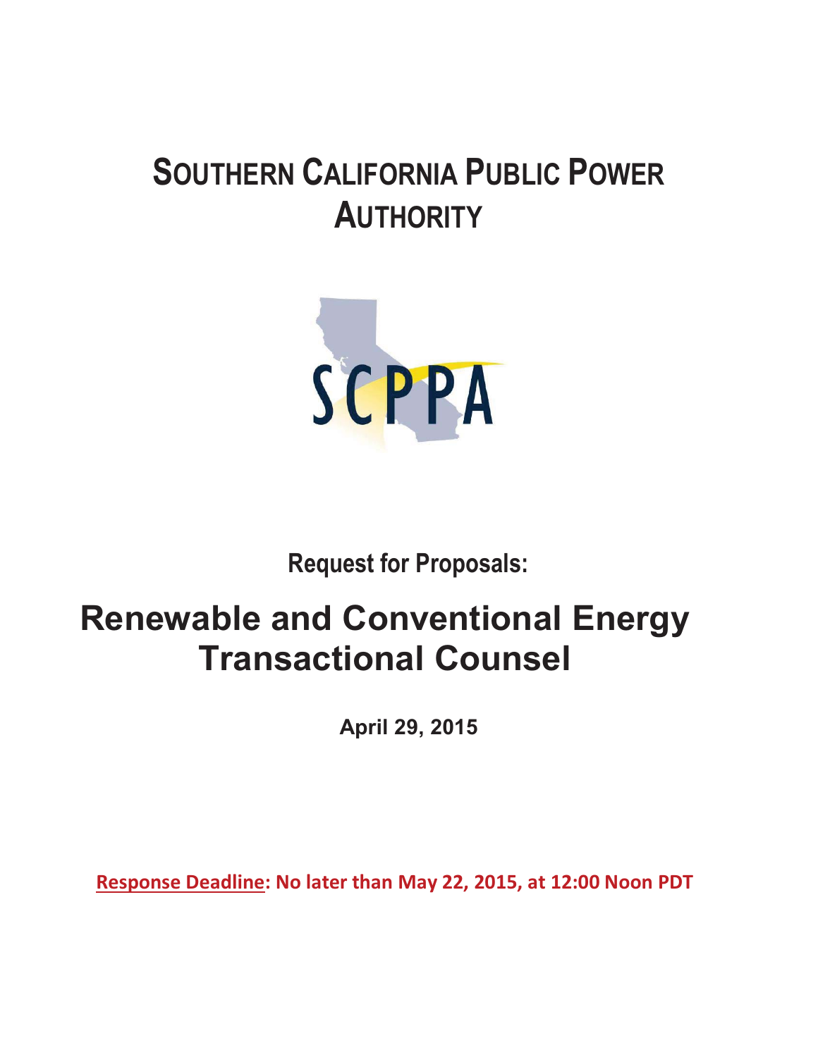# SOUTHERN CALIFORNIA PUBLIC POWER AUTHORITY

SCPPA

**Request for Proposals:**

# Renewable and Conventional Energy Transactional Counsel

**April 29, 2015**

**Response Deadline: No later than May 22, 2015, at 12:00 Noon PDT**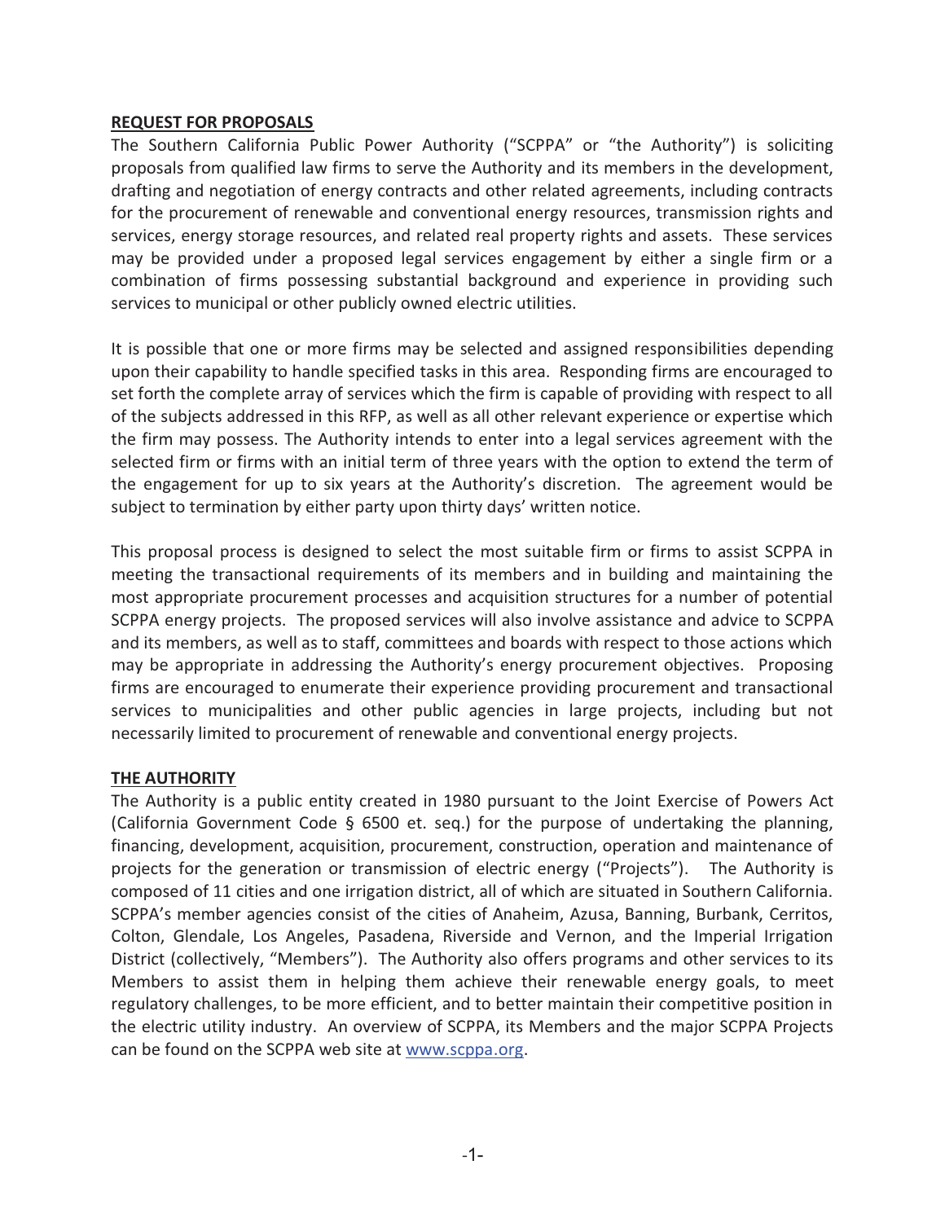## REQUEST FOR PROPOSALS

The Southern California Public Power Authority ("SCPPA" or "the Authority") is soliciting proposals from qualified law firms to serve the Authority and its members in the development, drafting and negotiation of energy contracts and other related agreements, including contracts for the procurement of renewable and conventional energy resources, transmission rights and services, energy storage resources, and related real property rights and assets. These services may be provided under a proposed legal services engagement by either a single firm or a combination of firms possessing substantial background and experience in providing such services to municipal or other publicly owned electric utilities.

It is possible that one or more firms may be selected and assigned responsibilities depending upon their capability to handle specified tasks in this area. Responding firms are encouraged to set forth the complete array of services which the firm is capable of providing with respect to all of the subjects addressed in this RFP, as well as all other relevant experience or expertise which the firm may possess. The Authority intends to enter into a legal services agreement with the selected firm or firms with an initial term of three years with the option to extend the term of the engagement for up to six years at the Authority's discretion. The agreement would be subject to termination by either party upon thirty days' written notice.

This proposal process is designed to select the most suitable firm or firms to assist SCPPA in meeting the transactional requirements of its members and in building and maintaining the most appropriate procurement processes and acquisition structures for a number of potential SCPPA energy projects. The proposed services will also involve assistance and advice to SCPPA and its members, as well as to staff, committees and boards with respect to those actions which may be appropriate in addressing the Authority's energy procurement objectives. Proposing firms are encouraged to enumerate their experience providing procurement and transactional services to municipalities and other public agencies in large projects, including but not necessarily limited to procurement of renewable and conventional energy projects.

## THE AUTHORITY

The Authority is a public entity created in 1980 pursuant to the Joint Exercise of Powers Act (California Government Code § 6500 et. seq.) for the purpose of undertaking the planning, financing, development, acquisition, procurement, construction, operation and maintenance of projects for the generation or transmission of electric energy ("Projects"). The Authority is composed of 11 cities and one irrigation district, all of which are situated in Southern California. SCPPA's member agencies consist of the cities of Anaheim, Azusa, Banning, Burbank, Cerritos, Colton, Glendale, Los Angeles, Pasadena, Riverside and Vernon, and the Imperial Irrigation District (collectively, "Members"). The Authority also offers programs and other services to its Members to assist them in helping them achieve their renewable energy goals, to meet regulatory challenges, to be more efficient, and to better maintain their competitive position in the electric utility industry. An overview of SCPPA, its Members and the major SCPPA Projects can be found on the SCPPA web site at www.scppa.org.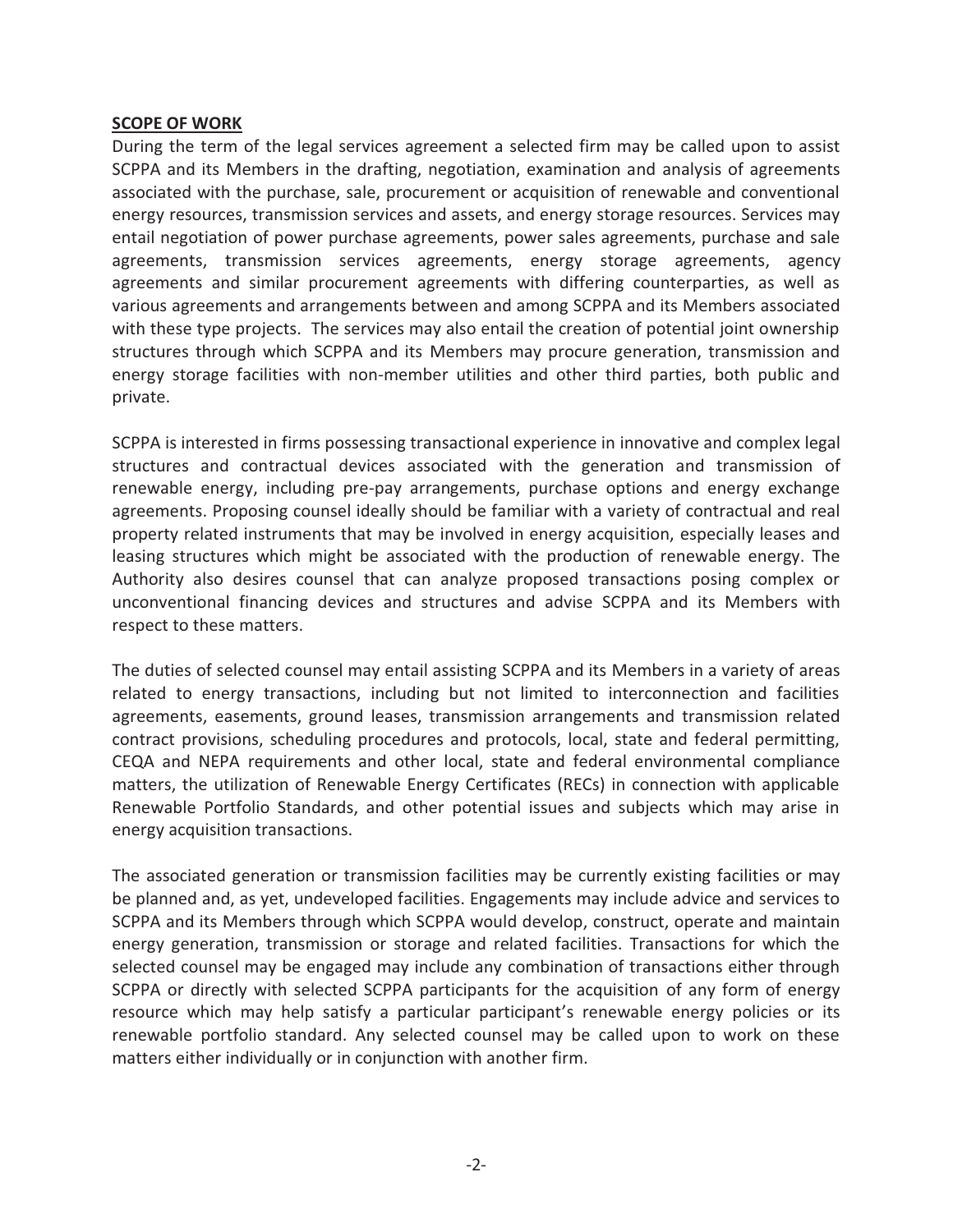**SCOPE OF WORK**

During the term of the legal services agreement a selected firm may be called upon to assist SCPPA and its Members in the drafting, negotiation, examination and analysis of agreements associated with the purchase, sale, procurement or acquisition of renewable and conventional energy resources, transmission services and assets, and energy storage resources. Services may entail negotiation of power purchase agreements, power sales agreements, purchase and sale agreements, transmission services agreements, energy storage agreements, agency agreements and similar procurement agreements with differing counterparties, as well as various agreements and arrangements between and among SCPPA and its Members associated with these type projects. The services may also entail the creation of potential joint ownership structures through which SCPPA and its Members may procure generation, transmission and energy storage facilities with non-member utilities and other third parties, both public and private.

SCPPA is interested in firms possessing transactional experience in innovative and complex legal structures and contractual devices associated with the generation and transmission of renewable energy, including pre-pay arrangements, purchase options and energy exchange agreements. Proposing counsel ideally should be familiar with a variety of contractual and real property related instruments that may be involved in energy acquisition, especially leases and leasing structures which might be associated with the production of renewable energy. The Authority also desires counsel that can analyze proposed transactions posing complex or unconventional financing devices and structures and advise SCPPA and its Members with respect to these matters.

The duties of selected counsel may entail assisting SCPPA and its Members in a variety of areas related to energy transactions, including but not limited to interconnection and facilities agreements, easements, ground leases, transmission arrangements and transmission related contract provisions, scheduling procedures and protocols, local, state and federal permitting, CEQA and NEPA requirements and other local, state and federal environmental compliance matters, the utilization of Renewable Energy Certificates (RECs) in connection with applicable Renewable Portfolio Standards, and other potential issues and subjects which may arise in energy acquisition transactions.

The associated generation or transmission facilities may be currently existing facilities or may be planned and, as yet, undeveloped facilities. Engagements may include advice and services to SCPPA and its Members through which SCPPA would develop, construct, operate and maintain energy generation, transmission or storage and related facilities. Transactions for which the selected counsel may be engaged may include any combination of transactions either through SCPPA or directly with selected SCPPA participants for the acquisition of any form of energy resource which may help satisfy a particular participant's renewable energy policies or its renewable portfolio standard. Any selected counsel may be called upon to work on these matters either individually or in conjunction with another firm.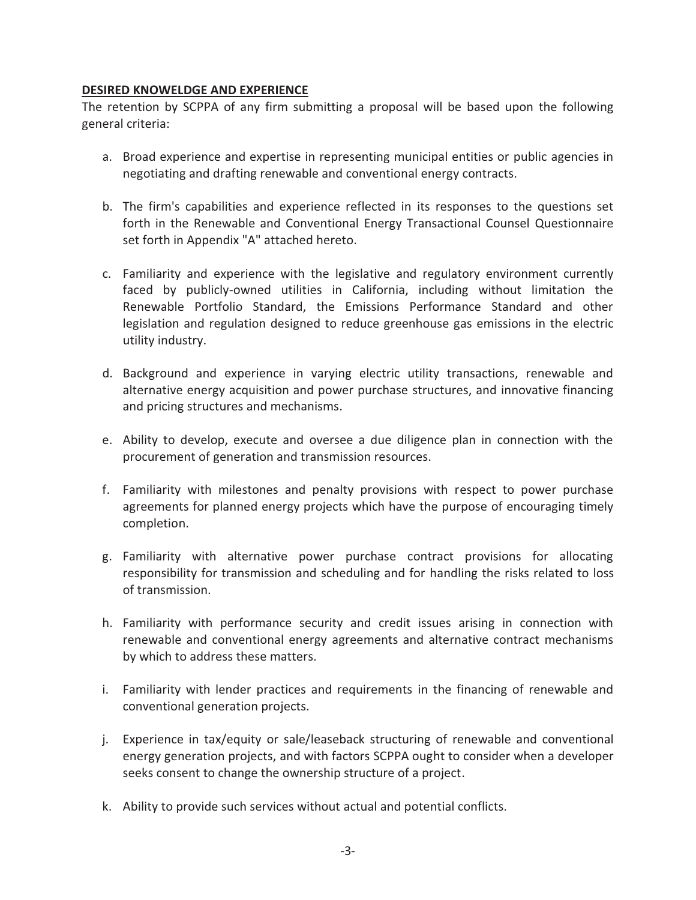**DESIRED KNOWELDGE AND EXPERIENCE**

The retention by SCPPA of any firm submitting a proposal will be based upon the following general criteria:

a. Broad experience and expertise in representing municipal entities or public agencies in negotiating and drafting renewable and conventional energy contracts.

b. The firm's capabilities and experience reflected in its responses to the questions set forth in the Renewable and Conventional Energy Transactional Counsel Questionnaire set forth in Appendix "A" attached hereto.

c. Familiarity and experience with the legislative and regulatory environment currently faced by publicly-owned utilities in California, including without limitation the Renewable Portfolio Standard, the Emissions Performance Standard and other legislation and regulation designed to reduce greenhouse gas emissions in the electric utility industry.

d. Background and experience in varying electric utility transactions, renewable and alternative energy acquisition and power purchase structures, and innovative financing and pricing structures and mechanisms.

e. Ability to develop, execute and oversee a due diligence plan in connection with the procurement of generation and transmission resources.

f. Familiarity with milestones and penalty provisions with respect to power purchase agreements for planned energy projects which have the purpose of encouraging timely completion.

g. Familiarity with alternative power purchase contract provisions for allocating responsibility for transmission and scheduling and for handling the risks related to loss of transmission.

h. Familiarity with performance security and credit issues arising in connection with renewable and conventional energy agreements and alternative contract mechanisms by which to address these matters.

i. Familiarity with lender practices and requirements in the financing of renewable and conventional generation projects.

j. Experience in tax/equity or sale/leaseback structuring of renewable and conventional energy generation projects, and with factors SCPPA ought to consider when a developer seeks consent to change the ownership structure of a project.

k. Ability to provide such services without actual and potential conflicts.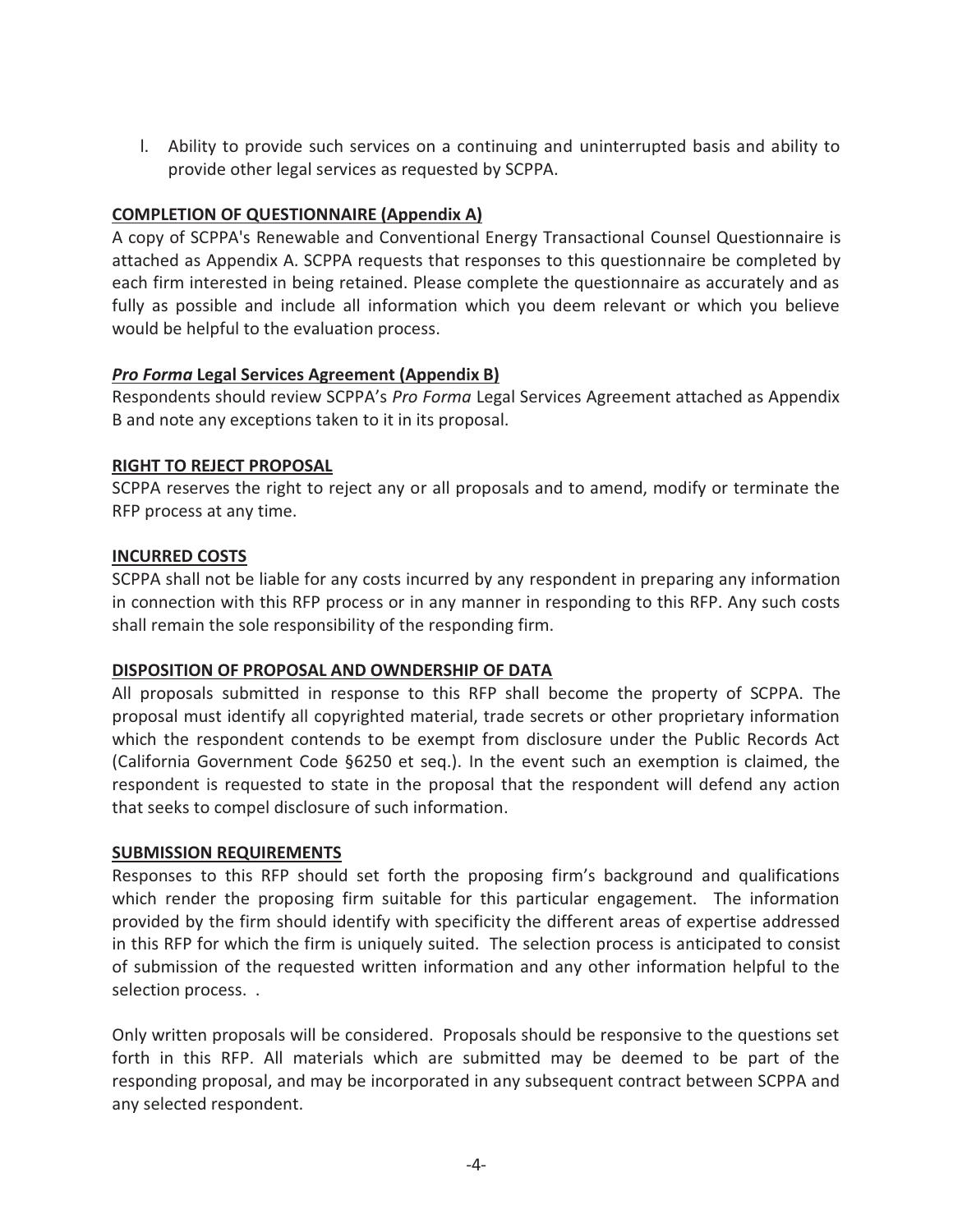l. Ability to provide such services on a continuing and uninterrupted basis and ability to provide other legal services as requested by SCPPA.

**COMPLETION OF QUESTIONNAIRE (Appendix A)**

A copy of SCPPA's Renewable and Conventional Energy Transactional Counsel Questionnaire is attached as Appendix A. SCPPA requests that responses to this questionnaire be completed by each firm interested in being retained. Please complete the questionnaire as accurately and as fully as possible and include all information which you deem relevant or which you believe would be helpful to the evaluation process.

***Pro Forma* Legal Services Agreement (Appendix B)**

Respondents should review SCPPA's *Pro Forma* Legal Services Agreement attached as Appendix B and note any exceptions taken to it in its proposal.

**RIGHT TO REJECT PROPOSAL**

SCPPA reserves the right to reject any or all proposals and to amend, modify or terminate the RFP process at any time.

**INCURRED COSTS**

SCPPA shall not be liable for any costs incurred by any respondent in preparing any information in connection with this RFP process or in any manner in responding to this RFP. Any such costs shall remain the sole responsibility of the responding firm.

**DISPOSITION OF PROPOSAL AND OWNDERSHIP OF DATA**

All proposals submitted in response to this RFP shall become the property of SCPPA. The proposal must identify all copyrighted material, trade secrets or other proprietary information which the respondent contends to be exempt from disclosure under the Public Records Act (California Government Code §6250 et seq.). In the event such an exemption is claimed, the respondent is requested to state in the proposal that the respondent will defend any action that seeks to compel disclosure of such information.

**SUBMISSION REQUIREMENTS**

Responses to this RFP should set forth the proposing firm's background and qualifications which render the proposing firm suitable for this particular engagement. The information provided by the firm should identify with specificity the different areas of expertise addressed in this RFP for which the firm is uniquely suited. The selection process is anticipated to consist of submission of the requested written information and any other information helpful to the selection process. .

Only written proposals will be considered. Proposals should be responsive to the questions set forth in this RFP. All materials which are submitted may be deemed to be part of the responding proposal, and may be incorporated in any subsequent contract between SCPPA and any selected respondent.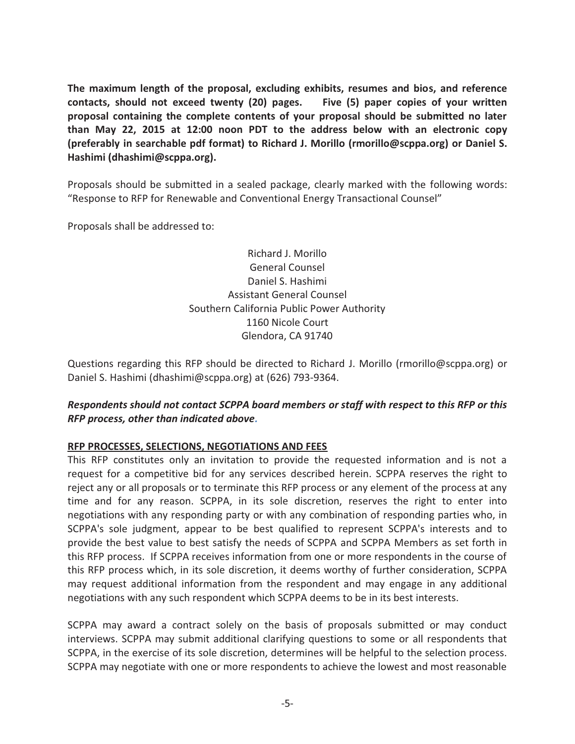**The maximum length of the proposal, excluding exhibits, resumes and bios, and reference contacts, should not exceed twenty (20) pages. Five (5) paper copies of your written proposal containing the complete contents of your proposal should be submitted no later than May 22, 2015 at 12:00 noon PDT to the address below with an electronic copy (preferably in searchable pdf format) to Richard J. Morillo (rmorillo@scppa.org) or Daniel S. Hashimi (dhashimi@scppa.org).**

Proposals should be submitted in a sealed package, clearly marked with the following words: "Response to RFP for Renewable and Conventional Energy Transactional Counsel"

Proposals shall be addressed to:

Richard J. Morillo  
General Counsel  
Daniel S. Hashimi  
Assistant General Counsel  
Southern California Public Power Authority  
1160 Nicole Court  
Glendora, CA 91740

Questions regarding this RFP should be directed to Richard J. Morillo (rmorillo@scppa.org) or Daniel S. Hashimi (dhashimi@scppa.org) at (626) 793-9364.

***Respondents should not contact SCPPA board members or staff with respect to this RFP or this RFP process, other than indicated above.***

**RFP PROCESSES, SELECTIONS, NEGOTIATIONS AND FEES**

This RFP constitutes only an invitation to provide the requested information and is not a request for a competitive bid for any services described herein. SCPPA reserves the right to reject any or all proposals or to terminate this RFP process or any element of the process at any time and for any reason. SCPPA, in its sole discretion, reserves the right to enter into negotiations with any responding party or with any combination of responding parties who, in SCPPA's sole judgment, appear to be best qualified to represent SCPPA's interests and to provide the best value to best satisfy the needs of SCPPA and SCPPA Members as set forth in this RFP process. If SCPPA receives information from one or more respondents in the course of this RFP process which, in its sole discretion, it deems worthy of further consideration, SCPPA may request additional information from the respondent and may engage in any additional negotiations with any such respondent which SCPPA deems to be in its best interests.

SCPPA may award a contract solely on the basis of proposals submitted or may conduct interviews. SCPPA may submit additional clarifying questions to some or all respondents that SCPPA, in the exercise of its sole discretion, determines will be helpful to the selection process. SCPPA may negotiate with one or more respondents to achieve the lowest and most reasonable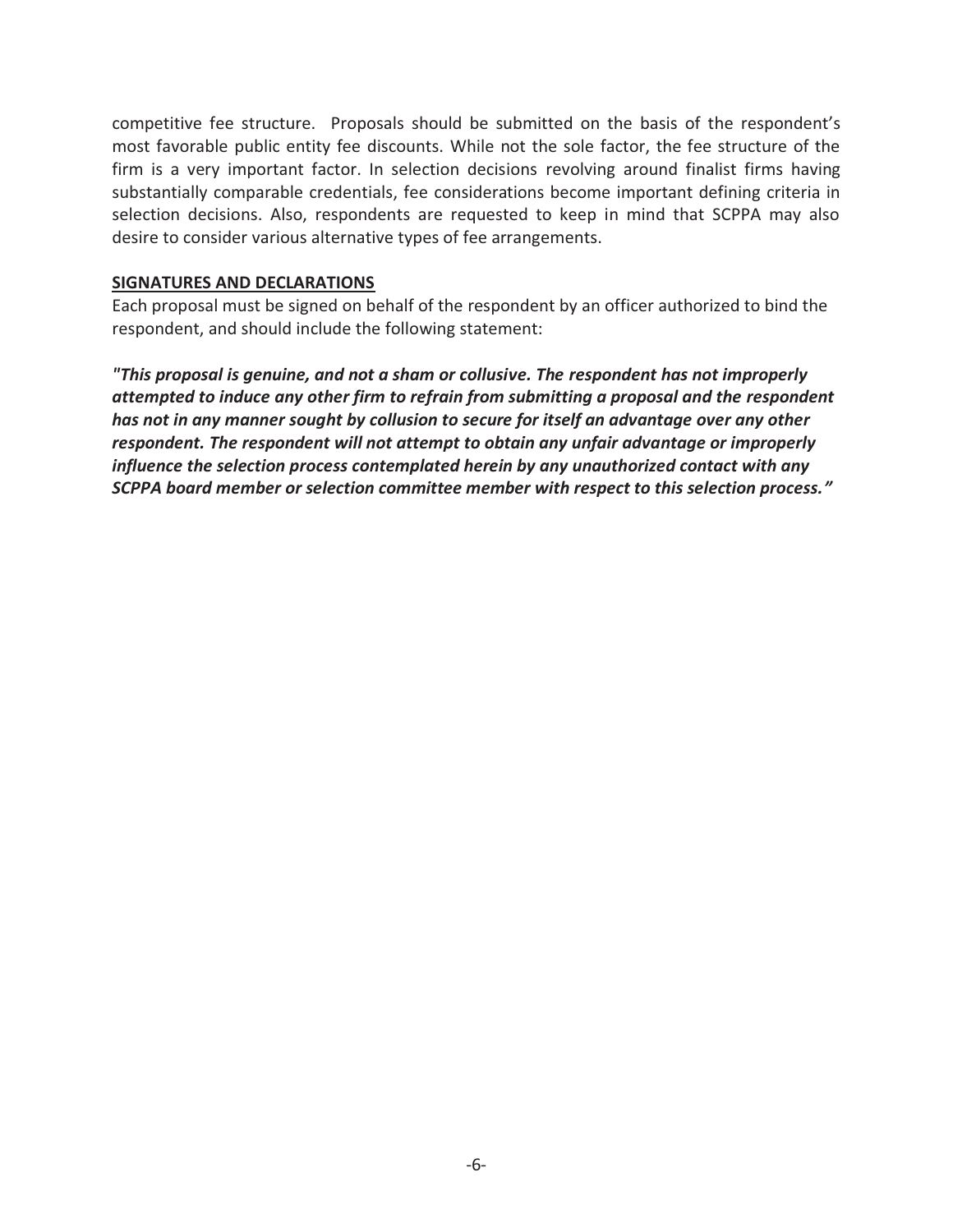competitive fee structure. Proposals should be submitted on the basis of the respondent's most favorable public entity fee discounts. While not the sole factor, the fee structure of the firm is a very important factor. In selection decisions revolving around finalist firms having substantially comparable credentials, fee considerations become important defining criteria in selection decisions. Also, respondents are requested to keep in mind that SCPPA may also desire to consider various alternative types of fee arrangements.

## SIGNATURES AND DECLARATIONS

Each proposal must be signed on behalf of the respondent by an officer authorized to bind the respondent, and should include the following statement:

***"This proposal is genuine, and not a sham or collusive. The respondent has not improperly attempted to induce any other firm to refrain from submitting a proposal and the respondent has not in any manner sought by collusion to secure for itself an advantage over any other respondent. The respondent will not attempt to obtain any unfair advantage or improperly influence the selection process contemplated herein by any unauthorized contact with any SCPPA board member or selection committee member with respect to this selection process."***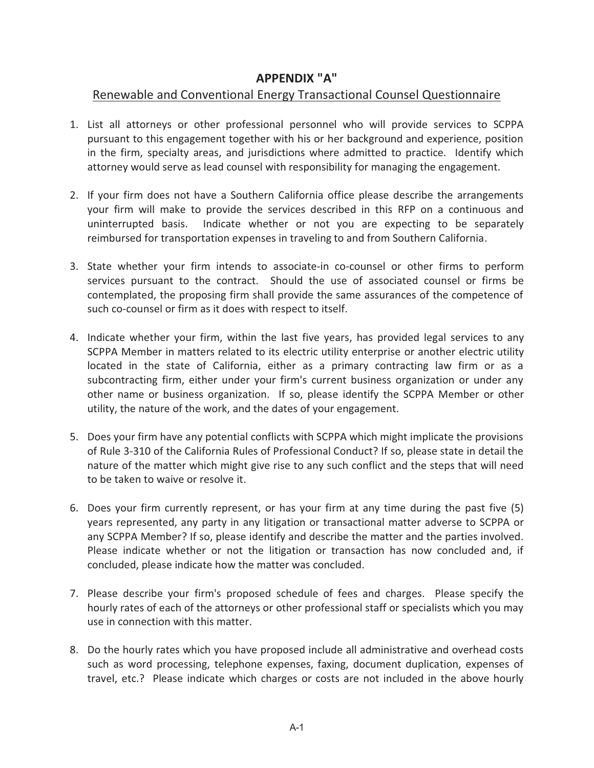## APPENDIX "A"

Renewable and Conventional Energy Transactional Counsel Questionnaire

1. List all attorneys or other professional personnel who will provide services to SCPPA pursuant to this engagement together with his or her background and experience, position in the firm, specialty areas, and jurisdictions where admitted to practice. Identify which attorney would serve as lead counsel with responsibility for managing the engagement.

2. If your firm does not have a Southern California office please describe the arrangements your firm will make to provide the services described in this RFP on a continuous and uninterrupted basis. Indicate whether or not you are expecting to be separately reimbursed for transportation expenses in traveling to and from Southern California.

3. State whether your firm intends to associate-in co-counsel or other firms to perform services pursuant to the contract. Should the use of associated counsel or firms be contemplated, the proposing firm shall provide the same assurances of the competence of such co-counsel or firm as it does with respect to itself.

4. Indicate whether your firm, within the last five years, has provided legal services to any SCPPA Member in matters related to its electric utility enterprise or another electric utility located in the state of California, either as a primary contracting law firm or as a subcontracting firm, either under your firm's current business organization or under any other name or business organization. If so, please identify the SCPPA Member or other utility, the nature of the work, and the dates of your engagement.

5. Does your firm have any potential conflicts with SCPPA which might implicate the provisions of Rule 3-310 of the California Rules of Professional Conduct? If so, please state in detail the nature of the matter which might give rise to any such conflict and the steps that will need to be taken to waive or resolve it.

6. Does your firm currently represent, or has your firm at any time during the past five (5) years represented, any party in any litigation or transactional matter adverse to SCPPA or any SCPPA Member? If so, please identify and describe the matter and the parties involved. Please indicate whether or not the litigation or transaction has now concluded and, if concluded, please indicate how the matter was concluded.

7. Please describe your firm's proposed schedule of fees and charges. Please specify the hourly rates of each of the attorneys or other professional staff or specialists which you may use in connection with this matter.

8. Do the hourly rates which you have proposed include all administrative and overhead costs such as word processing, telephone expenses, faxing, document duplication, expenses of travel, etc.? Please indicate which charges or costs are not included in the above hourly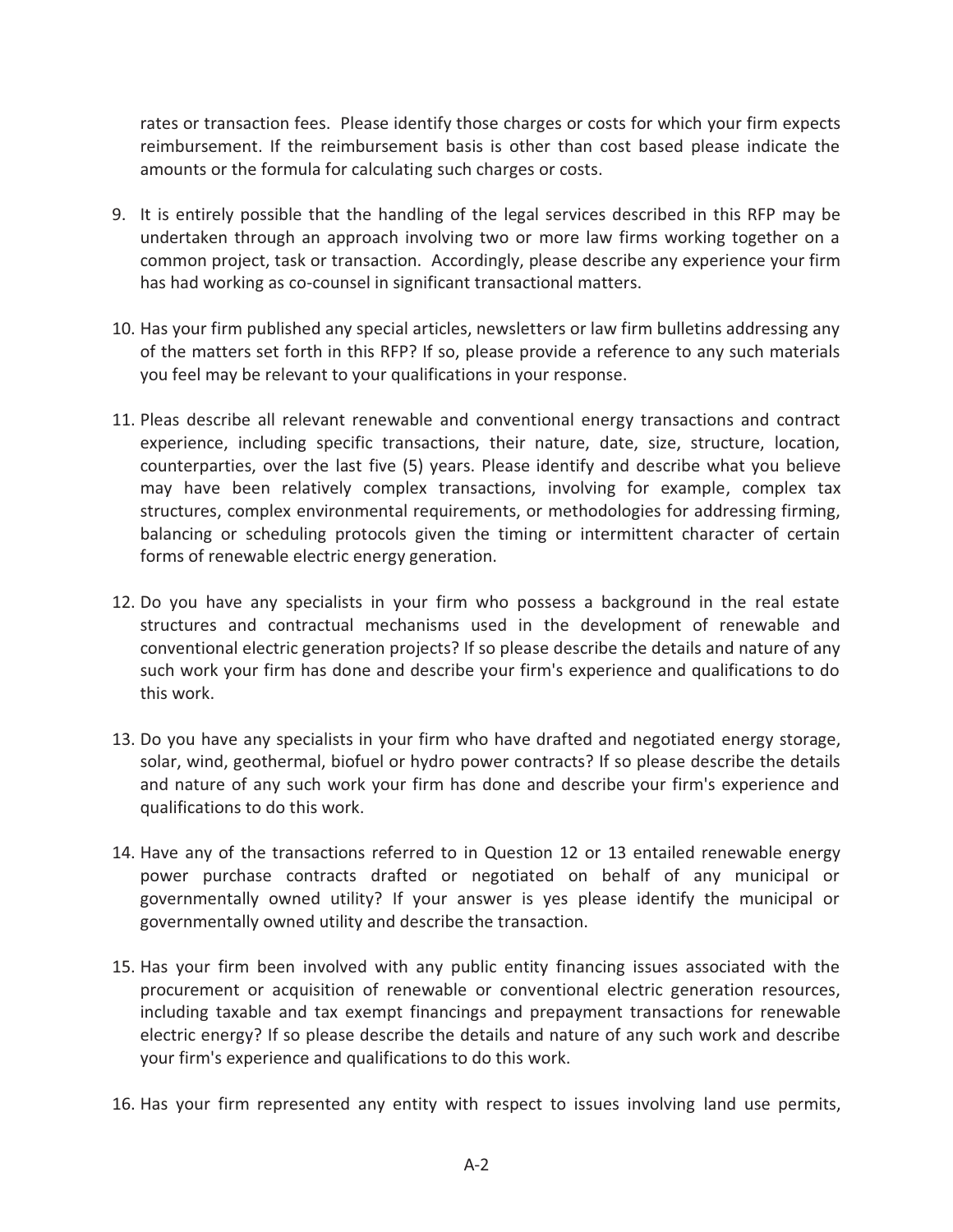rates or transaction fees. Please identify those charges or costs for which your firm expects reimbursement. If the reimbursement basis is other than cost based please indicate the amounts or the formula for calculating such charges or costs.

9. It is entirely possible that the handling of the legal services described in this RFP may be undertaken through an approach involving two or more law firms working together on a common project, task or transaction. Accordingly, please describe any experience your firm has had working as co-counsel in significant transactional matters.

10. Has your firm published any special articles, newsletters or law firm bulletins addressing any of the matters set forth in this RFP? If so, please provide a reference to any such materials you feel may be relevant to your qualifications in your response.

11. Pleas describe all relevant renewable and conventional energy transactions and contract experience, including specific transactions, their nature, date, size, structure, location, counterparties, over the last five (5) years. Please identify and describe what you believe may have been relatively complex transactions, involving for example, complex tax structures, complex environmental requirements, or methodologies for addressing firming, balancing or scheduling protocols given the timing or intermittent character of certain forms of renewable electric energy generation.

12. Do you have any specialists in your firm who possess a background in the real estate structures and contractual mechanisms used in the development of renewable and conventional electric generation projects? If so please describe the details and nature of any such work your firm has done and describe your firm's experience and qualifications to do this work.

13. Do you have any specialists in your firm who have drafted and negotiated energy storage, solar, wind, geothermal, biofuel or hydro power contracts? If so please describe the details and nature of any such work your firm has done and describe your firm's experience and qualifications to do this work.

14. Have any of the transactions referred to in Question 12 or 13 entailed renewable energy power purchase contracts drafted or negotiated on behalf of any municipal or governmentally owned utility? If your answer is yes please identify the municipal or governmentally owned utility and describe the transaction.

15. Has your firm been involved with any public entity financing issues associated with the procurement or acquisition of renewable or conventional electric generation resources, including taxable and tax exempt financings and prepayment transactions for renewable electric energy? If so please describe the details and nature of any such work and describe your firm's experience and qualifications to do this work.

16. Has your firm represented any entity with respect to issues involving land use permits,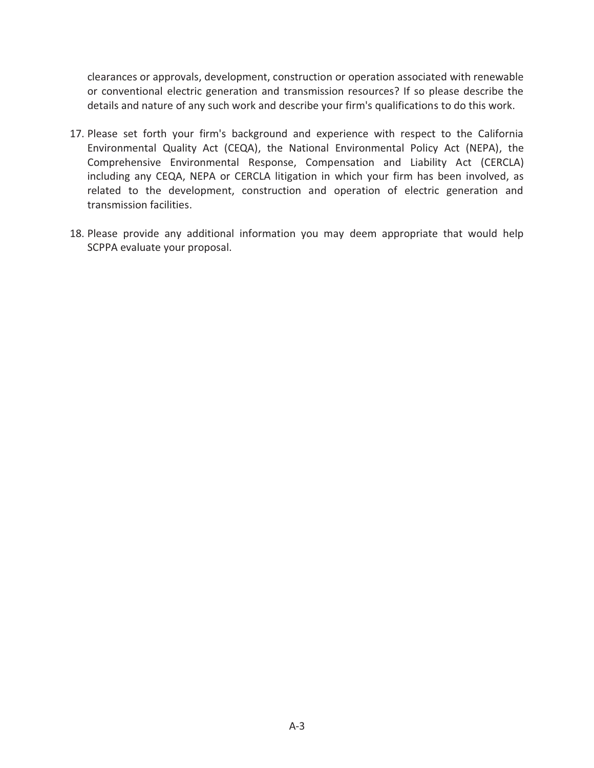clearances or approvals, development, construction or operation associated with renewable or conventional electric generation and transmission resources? If so please describe the details and nature of any such work and describe your firm's qualifications to do this work.

17. Please set forth your firm's background and experience with respect to the California Environmental Quality Act (CEQA), the National Environmental Policy Act (NEPA), the Comprehensive Environmental Response, Compensation and Liability Act (CERCLA) including any CEQA, NEPA or CERCLA litigation in which your firm has been involved, as related to the development, construction and operation of electric generation and transmission facilities.

18. Please provide any additional information you may deem appropriate that would help SCPPA evaluate your proposal.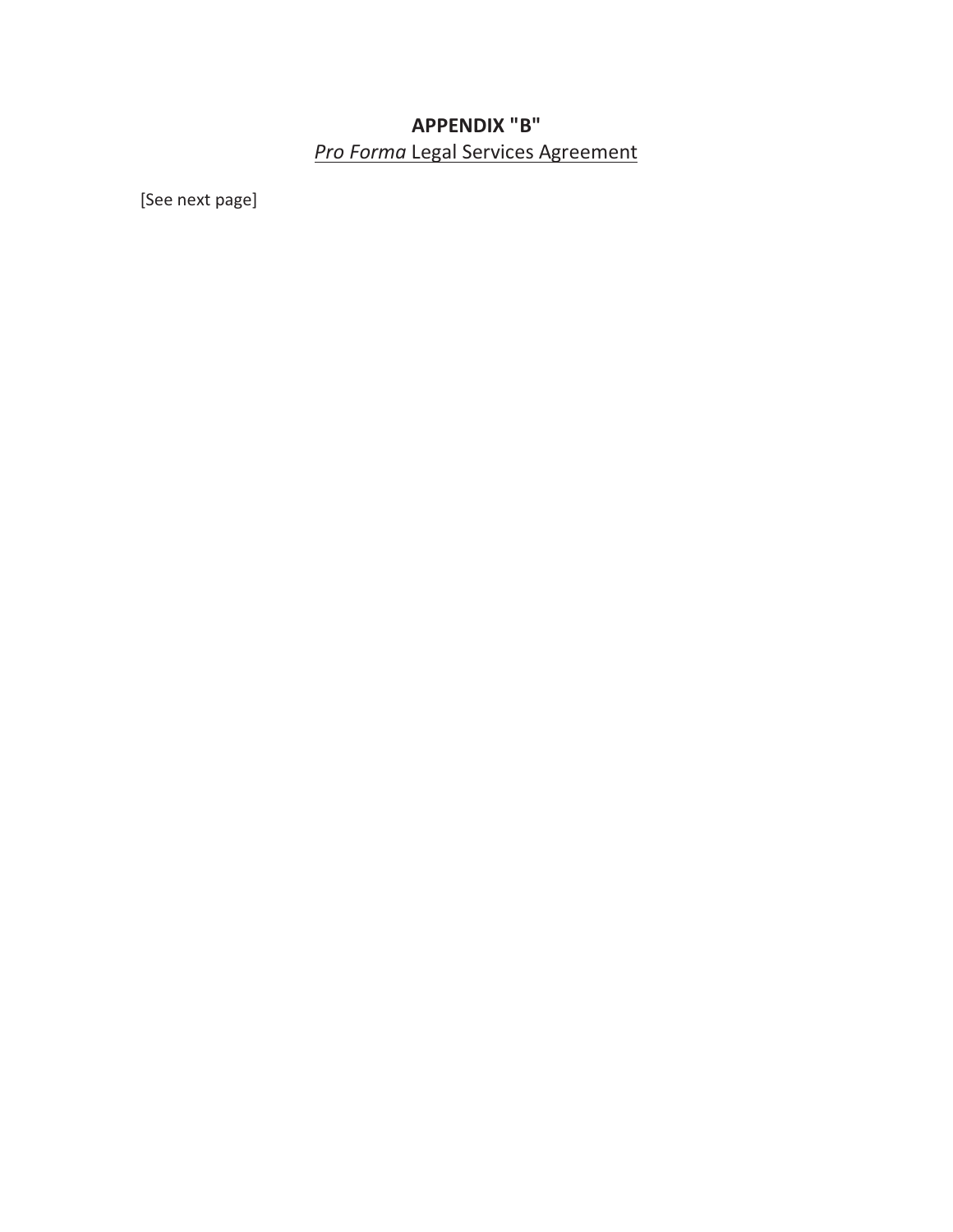# APPENDIX "B"

## *Pro Forma* Legal Services Agreement

[See next page]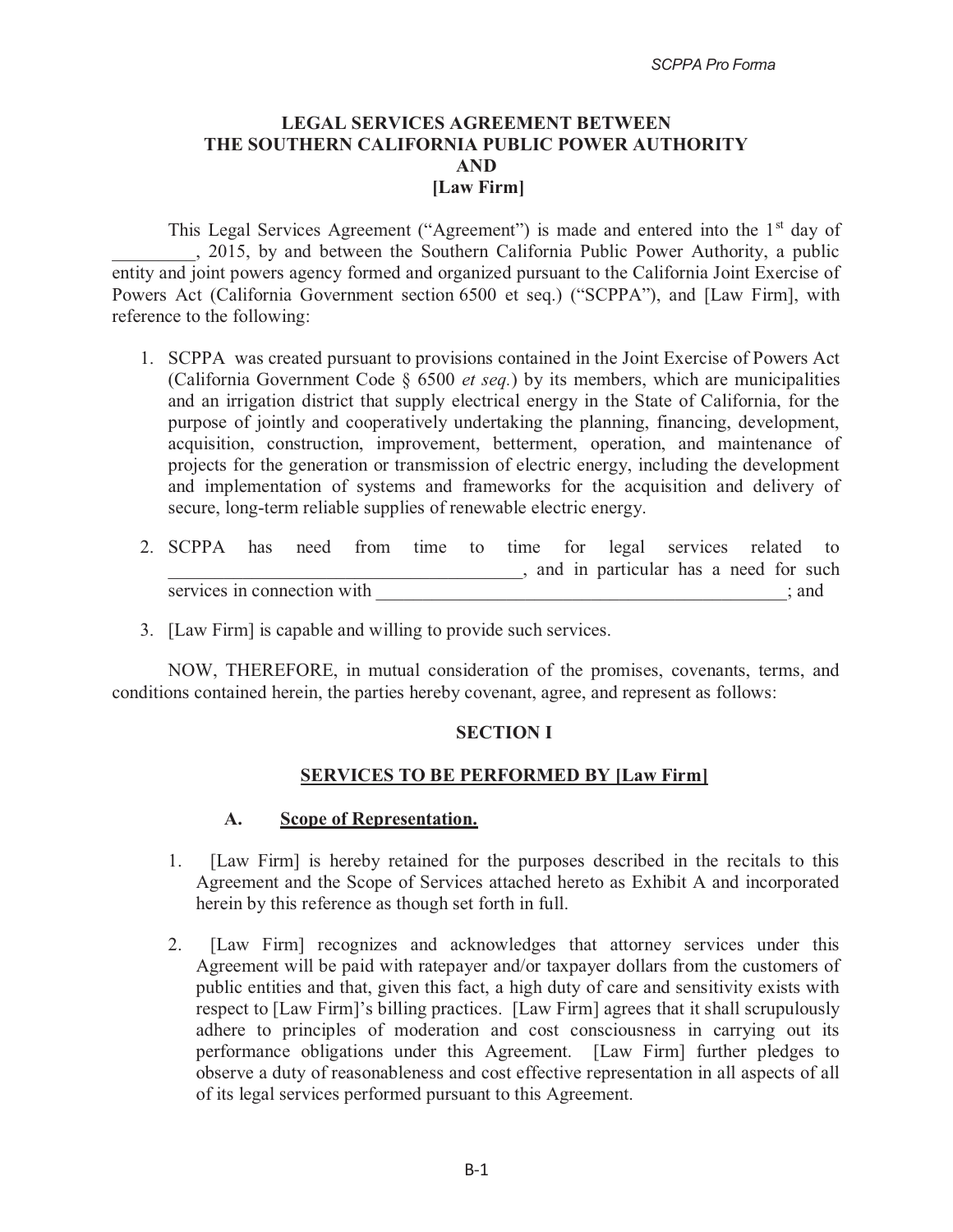**LEGAL SERVICES AGREEMENT BETWEEN THE SOUTHERN CALIFORNIA PUBLIC POWER AUTHORITY AND [Law Firm]**

This Legal Services Agreement ("Agreement") is made and entered into the 1st day of _________, 2015, by and between the Southern California Public Power Authority, a public entity and joint powers agency formed and organized pursuant to the California Joint Exercise of Powers Act (California Government section 6500 et seq.) ("SCPPA"), and [Law Firm], with reference to the following:

1. SCPPA was created pursuant to provisions contained in the Joint Exercise of Powers Act (California Government Code § 6500 *et seq.*) by its members, which are municipalities and an irrigation district that supply electrical energy in the State of California, for the purpose of jointly and cooperatively undertaking the planning, financing, development, acquisition, construction, improvement, betterment, operation, and maintenance of projects for the generation or transmission of electric energy, including the development and implementation of systems and frameworks for the acquisition and delivery of secure, long-term reliable supplies of renewable electric energy.

2. SCPPA has need from time to time for legal services related to _____________________________________, and in particular has a need for such services in connection with ____________________________________________; and

3. [Law Firm] is capable and willing to provide such services.

NOW, THEREFORE, in mutual consideration of the promises, covenants, terms, and conditions contained herein, the parties hereby covenant, agree, and represent as follows:

## SECTION I

## SERVICES TO BE PERFORMED BY [Law Firm]

### A. Scope of Representation.

1. [Law Firm] is hereby retained for the purposes described in the recitals to this Agreement and the Scope of Services attached hereto as Exhibit A and incorporated herein by this reference as though set forth in full.

2. [Law Firm] recognizes and acknowledges that attorney services under this Agreement will be paid with ratepayer and/or taxpayer dollars from the customers of public entities and that, given this fact, a high duty of care and sensitivity exists with respect to [Law Firm]'s billing practices. [Law Firm] agrees that it shall scrupulously adhere to principles of moderation and cost consciousness in carrying out its performance obligations under this Agreement. [Law Firm] further pledges to observe a duty of reasonableness and cost effective representation in all aspects of all of its legal services performed pursuant to this Agreement.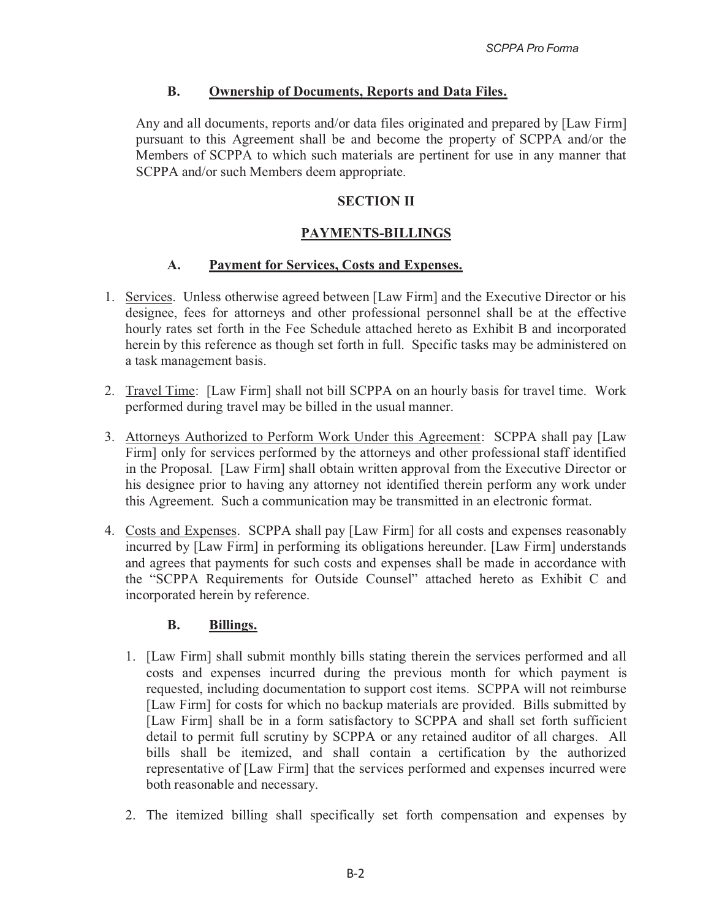### B. Ownership of Documents, Reports and Data Files.

Any and all documents, reports and/or data files originated and prepared by [Law Firm] pursuant to this Agreement shall be and become the property of SCPPA and/or the Members of SCPPA to which such materials are pertinent for use in any manner that SCPPA and/or such Members deem appropriate.

## SECTION II

## PAYMENTS-BILLINGS

### A. Payment for Services, Costs and Expenses.

1. Services. Unless otherwise agreed between [Law Firm] and the Executive Director or his designee, fees for attorneys and other professional personnel shall be at the effective hourly rates set forth in the Fee Schedule attached hereto as Exhibit B and incorporated herein by this reference as though set forth in full. Specific tasks may be administered on a task management basis.

2. Travel Time: [Law Firm] shall not bill SCPPA on an hourly basis for travel time. Work performed during travel may be billed in the usual manner.

3. Attorneys Authorized to Perform Work Under this Agreement: SCPPA shall pay [Law Firm] only for services performed by the attorneys and other professional staff identified in the Proposal. [Law Firm] shall obtain written approval from the Executive Director or his designee prior to having any attorney not identified therein perform any work under this Agreement. Such a communication may be transmitted in an electronic format.

4. Costs and Expenses. SCPPA shall pay [Law Firm] for all costs and expenses reasonably incurred by [Law Firm] in performing its obligations hereunder. [Law Firm] understands and agrees that payments for such costs and expenses shall be made in accordance with the "SCPPA Requirements for Outside Counsel" attached hereto as Exhibit C and incorporated herein by reference.

### B. Billings.

1. [Law Firm] shall submit monthly bills stating therein the services performed and all costs and expenses incurred during the previous month for which payment is requested, including documentation to support cost items. SCPPA will not reimburse [Law Firm] for costs for which no backup materials are provided. Bills submitted by [Law Firm] shall be in a form satisfactory to SCPPA and shall set forth sufficient detail to permit full scrutiny by SCPPA or any retained auditor of all charges. All bills shall be itemized, and shall contain a certification by the authorized representative of [Law Firm] that the services performed and expenses incurred were both reasonable and necessary.

2. The itemized billing shall specifically set forth compensation and expenses by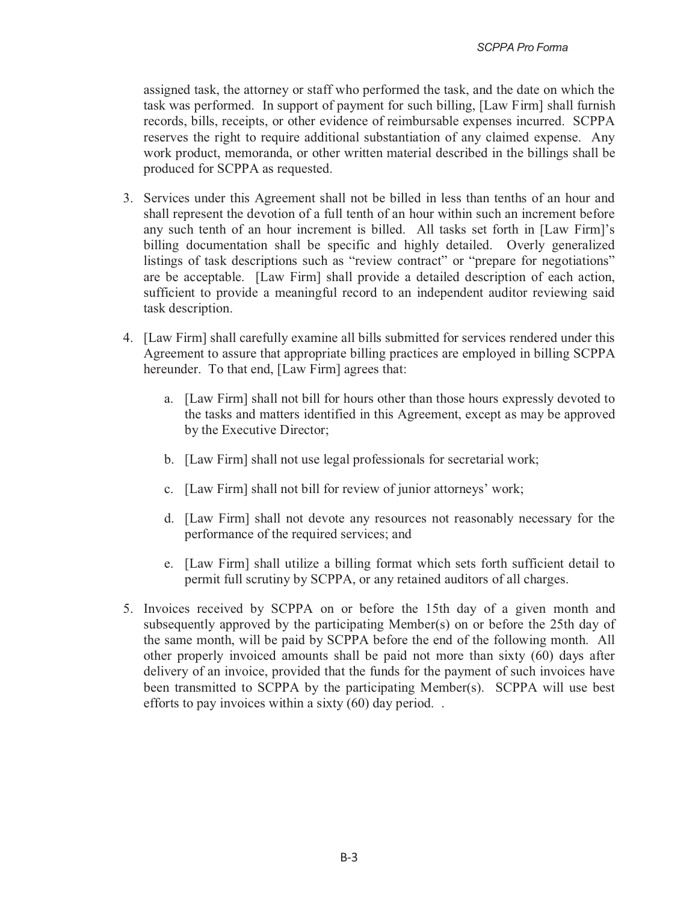assigned task, the attorney or staff who performed the task, and the date on which the task was performed. In support of payment for such billing, [Law Firm] shall furnish records, bills, receipts, or other evidence of reimbursable expenses incurred. SCPPA reserves the right to require additional substantiation of any claimed expense. Any work product, memoranda, or other written material described in the billings shall be produced for SCPPA as requested.

3. Services under this Agreement shall not be billed in less than tenths of an hour and shall represent the devotion of a full tenth of an hour within such an increment before any such tenth of an hour increment is billed. All tasks set forth in [Law Firm]'s billing documentation shall be specific and highly detailed. Overly generalized listings of task descriptions such as "review contract" or "prepare for negotiations" are be acceptable. [Law Firm] shall provide a detailed description of each action, sufficient to provide a meaningful record to an independent auditor reviewing said task description.

4. [Law Firm] shall carefully examine all bills submitted for services rendered under this Agreement to assure that appropriate billing practices are employed in billing SCPPA hereunder. To that end, [Law Firm] agrees that:

   a. [Law Firm] shall not bill for hours other than those hours expressly devoted to the tasks and matters identified in this Agreement, except as may be approved by the Executive Director;

   b. [Law Firm] shall not use legal professionals for secretarial work;

   c. [Law Firm] shall not bill for review of junior attorneys' work;

   d. [Law Firm] shall not devote any resources not reasonably necessary for the performance of the required services; and

   e. [Law Firm] shall utilize a billing format which sets forth sufficient detail to permit full scrutiny by SCPPA, or any retained auditors of all charges.

5. Invoices received by SCPPA on or before the 15th day of a given month and subsequently approved by the participating Member(s) on or before the 25th day of the same month, will be paid by SCPPA before the end of the following month. All other properly invoiced amounts shall be paid not more than sixty (60) days after delivery of an invoice, provided that the funds for the payment of such invoices have been transmitted to SCPPA by the participating Member(s). SCPPA will use best efforts to pay invoices within a sixty (60) day period. .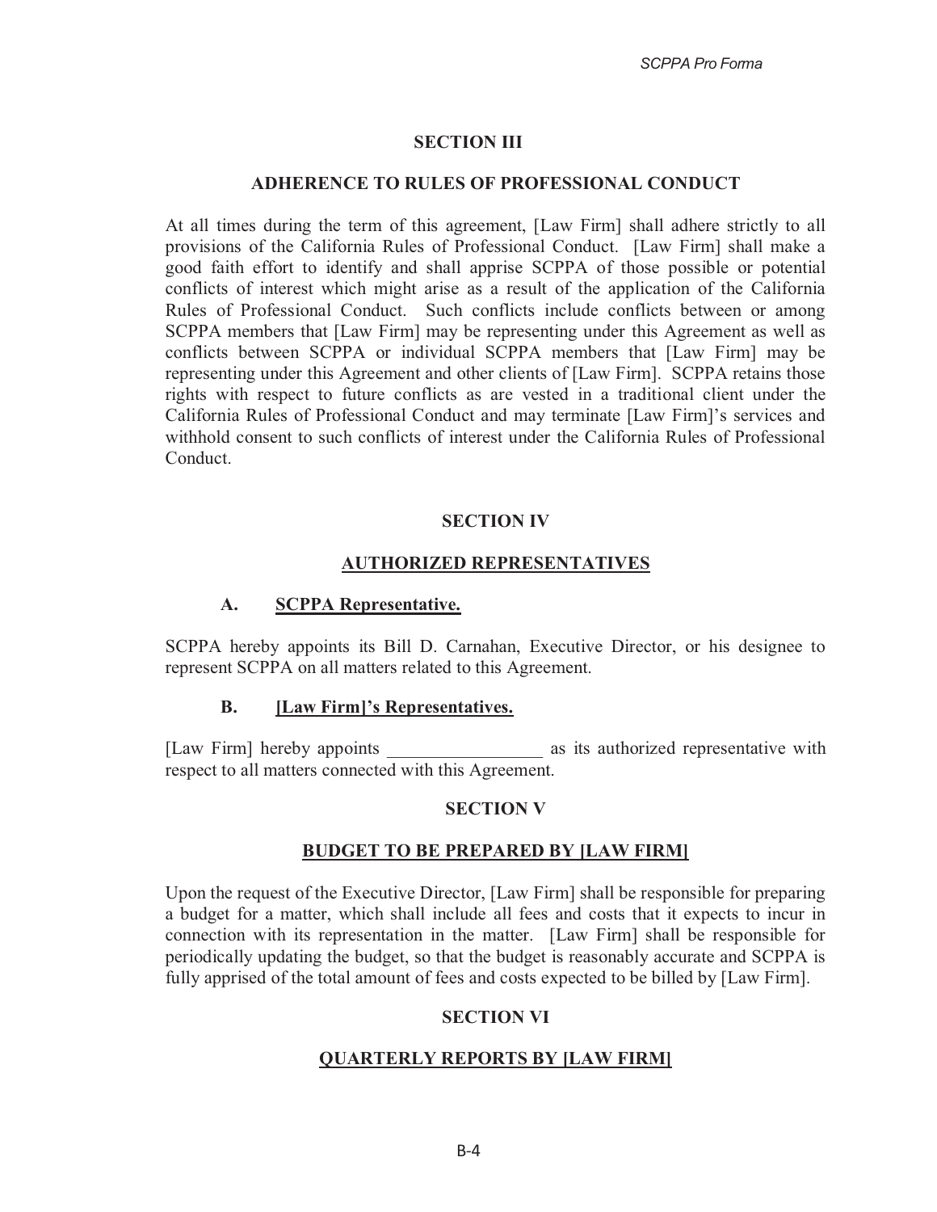## SECTION III

## ADHERENCE TO RULES OF PROFESSIONAL CONDUCT

At all times during the term of this agreement, [Law Firm] shall adhere strictly to all provisions of the California Rules of Professional Conduct. [Law Firm] shall make a good faith effort to identify and shall apprise SCPPA of those possible or potential conflicts of interest which might arise as a result of the application of the California Rules of Professional Conduct. Such conflicts include conflicts between or among SCPPA members that [Law Firm] may be representing under this Agreement as well as conflicts between SCPPA or individual SCPPA members that [Law Firm] may be representing under this Agreement and other clients of [Law Firm]. SCPPA retains those rights with respect to future conflicts as are vested in a traditional client under the California Rules of Professional Conduct and may terminate [Law Firm]'s services and withhold consent to such conflicts of interest under the California Rules of Professional Conduct.

## SECTION IV

## AUTHORIZED REPRESENTATIVES

### A. SCPPA Representative.

SCPPA hereby appoints its Bill D. Carnahan, Executive Director, or his designee to represent SCPPA on all matters related to this Agreement.

### B. [Law Firm]'s Representatives.

[Law Firm] hereby appoints _________________ as its authorized representative with respect to all matters connected with this Agreement.

## SECTION V

## BUDGET TO BE PREPARED BY [LAW FIRM]

Upon the request of the Executive Director, [Law Firm] shall be responsible for preparing a budget for a matter, which shall include all fees and costs that it expects to incur in connection with its representation in the matter. [Law Firm] shall be responsible for periodically updating the budget, so that the budget is reasonably accurate and SCPPA is fully apprised of the total amount of fees and costs expected to be billed by [Law Firm].

## SECTION VI

## QUARTERLY REPORTS BY [LAW FIRM]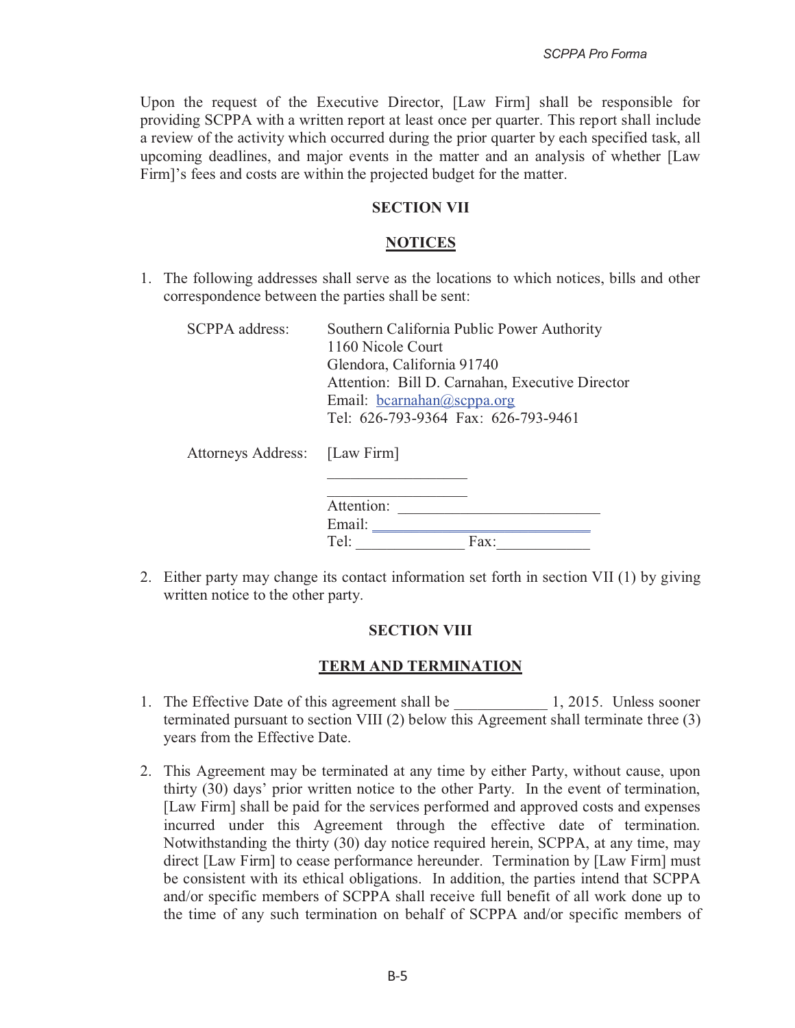Upon the request of the Executive Director, [Law Firm] shall be responsible for providing SCPPA with a written report at least once per quarter. This report shall include a review of the activity which occurred during the prior quarter by each specified task, all upcoming deadlines, and major events in the matter and an analysis of whether [Law Firm]'s fees and costs are within the projected budget for the matter.

**SECTION VII**

**NOTICES**

1. The following addresses shall serve as the locations to which notices, bills and other correspondence between the parties shall be sent:

   SCPPA address:
   Southern California Public Power Authority
   1160 Nicole Court
   Glendora, California 91740
   Attention: Bill D. Carnahan, Executive Director
   Email: bcarnahan@scppa.org
   Tel: 626-793-9364 Fax: 626-793-9461

   Attorneys Address:
   [Law Firm]
   ___________________
   ___________________
   Attention: __________________________
   Email: ______________________________
   Tel: ______________ Fax: ____________

2. Either party may change its contact information set forth in section VII (1) by giving written notice to the other party.

**SECTION VIII**

**TERM AND TERMINATION**

1. The Effective Date of this agreement shall be ____________ 1, 2015. Unless sooner terminated pursuant to section VIII (2) below this Agreement shall terminate three (3) years from the Effective Date.

2. This Agreement may be terminated at any time by either Party, without cause, upon thirty (30) days' prior written notice to the other Party. In the event of termination, [Law Firm] shall be paid for the services performed and approved costs and expenses incurred under this Agreement through the effective date of termination. Notwithstanding the thirty (30) day notice required herein, SCPPA, at any time, may direct [Law Firm] to cease performance hereunder. Termination by [Law Firm] must be consistent with its ethical obligations. In addition, the parties intend that SCPPA and/or specific members of SCPPA shall receive full benefit of all work done up to the time of any such termination on behalf of SCPPA and/or specific members of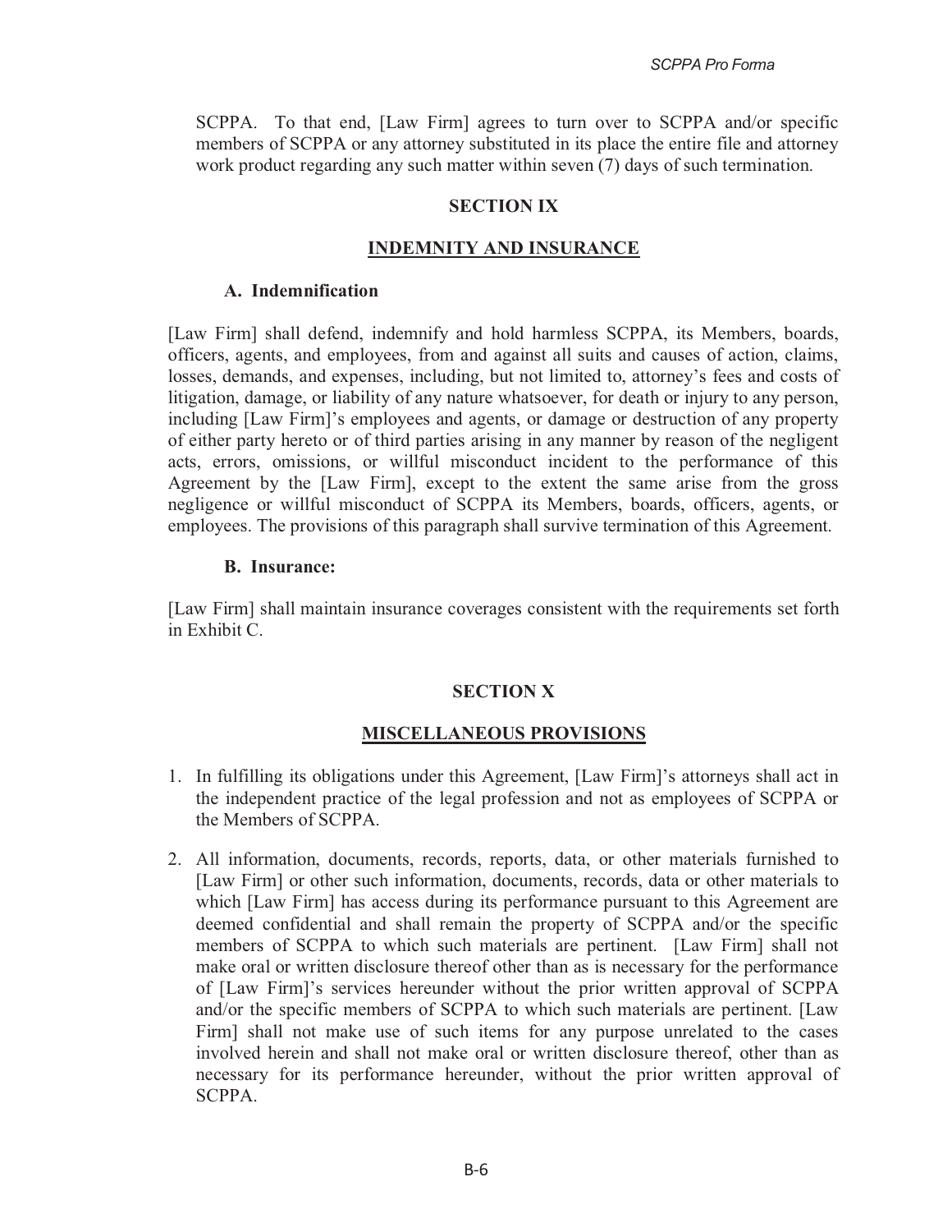SCPPA. To that end, [Law Firm] agrees to turn over to SCPPA and/or specific members of SCPPA or any attorney substituted in its place the entire file and attorney work product regarding any such matter within seven (7) days of such termination.

## SECTION IX

## INDEMNITY AND INSURANCE

### A. Indemnification

[Law Firm] shall defend, indemnify and hold harmless SCPPA, its Members, boards, officers, agents, and employees, from and against all suits and causes of action, claims, losses, demands, and expenses, including, but not limited to, attorney's fees and costs of litigation, damage, or liability of any nature whatsoever, for death or injury to any person, including [Law Firm]'s employees and agents, or damage or destruction of any property of either party hereto or of third parties arising in any manner by reason of the negligent acts, errors, omissions, or willful misconduct incident to the performance of this Agreement by the [Law Firm], except to the extent the same arise from the gross negligence or willful misconduct of SCPPA its Members, boards, officers, agents, or employees. The provisions of this paragraph shall survive termination of this Agreement.

### B. Insurance:

[Law Firm] shall maintain insurance coverages consistent with the requirements set forth in Exhibit C.

## SECTION X

## MISCELLANEOUS PROVISIONS

1. In fulfilling its obligations under this Agreement, [Law Firm]'s attorneys shall act in the independent practice of the legal profession and not as employees of SCPPA or the Members of SCPPA.

2. All information, documents, records, reports, data, or other materials furnished to [Law Firm] or other such information, documents, records, data or other materials to which [Law Firm] has access during its performance pursuant to this Agreement are deemed confidential and shall remain the property of SCPPA and/or the specific members of SCPPA to which such materials are pertinent. [Law Firm] shall not make oral or written disclosure thereof other than as is necessary for the performance of [Law Firm]'s services hereunder without the prior written approval of SCPPA and/or the specific members of SCPPA to which such materials are pertinent. [Law Firm] shall not make use of such items for any purpose unrelated to the cases involved herein and shall not make oral or written disclosure thereof, other than as necessary for its performance hereunder, without the prior written approval of SCPPA.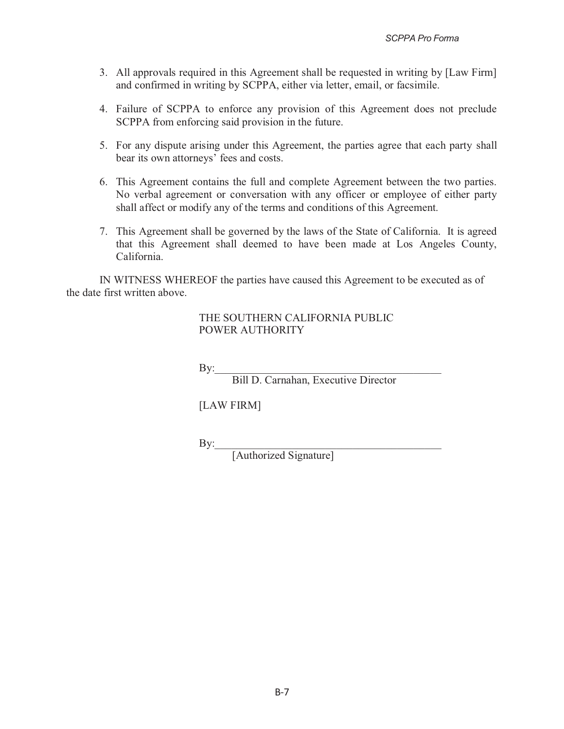3. All approvals required in this Agreement shall be requested in writing by [Law Firm] and confirmed in writing by SCPPA, either via letter, email, or facsimile.

4. Failure of SCPPA to enforce any provision of this Agreement does not preclude SCPPA from enforcing said provision in the future.

5. For any dispute arising under this Agreement, the parties agree that each party shall bear its own attorneys' fees and costs.

6. This Agreement contains the full and complete Agreement between the two parties. No verbal agreement or conversation with any officer or employee of either party shall affect or modify any of the terms and conditions of this Agreement.

7. This Agreement shall be governed by the laws of the State of California. It is agreed that this Agreement shall deemed to have been made at Los Angeles County, California.

IN WITNESS WHEREOF the parties have caused this Agreement to be executed as of the date first written above.

THE SOUTHERN CALIFORNIA PUBLIC POWER AUTHORITY

By:\_\_\_\_\_\_\_\_\_\_\_\_\_\_\_\_\_\_\_\_\_\_\_\_\_\_\_\_\_\_\_\_\_\_\_\_\_\_\_\_
Bill D. Carnahan, Executive Director

[LAW FIRM]

By:\_\_\_\_\_\_\_\_\_\_\_\_\_\_\_\_\_\_\_\_\_\_\_\_\_\_\_\_\_\_\_\_\_\_\_\_\_\_\_\_
[Authorized Signature]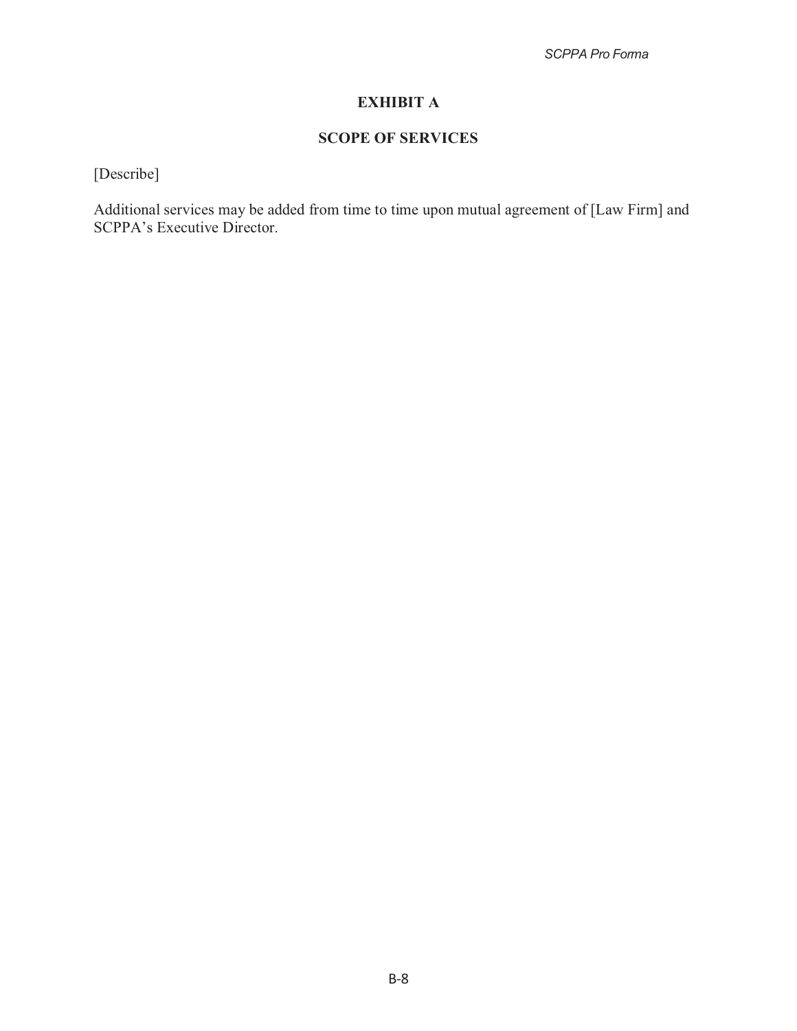# EXHIBIT A

## SCOPE OF SERVICES

[Describe]

Additional services may be added from time to time upon mutual agreement of [Law Firm] and SCPPA's Executive Director.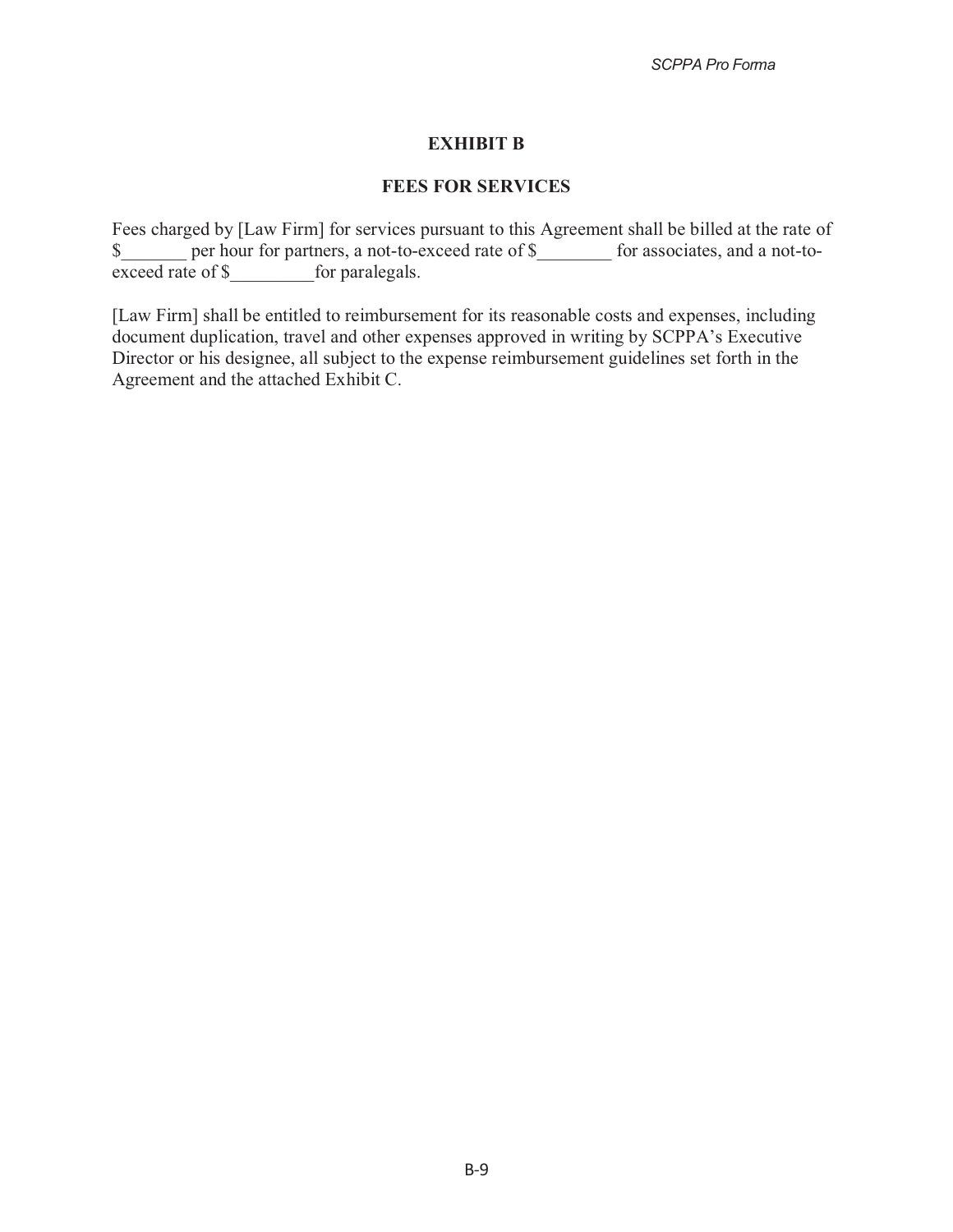# EXHIBIT B

## FEES FOR SERVICES

Fees charged by [Law Firm] for services pursuant to this Agreement shall be billed at the rate of $_______ per hour for partners, a not-to-exceed rate of $________ for associates, and a not-to-exceed rate of $_________for paralegals.

[Law Firm] shall be entitled to reimbursement for its reasonable costs and expenses, including document duplication, travel and other expenses approved in writing by SCPPA's Executive Director or his designee, all subject to the expense reimbursement guidelines set forth in the Agreement and the attached Exhibit C.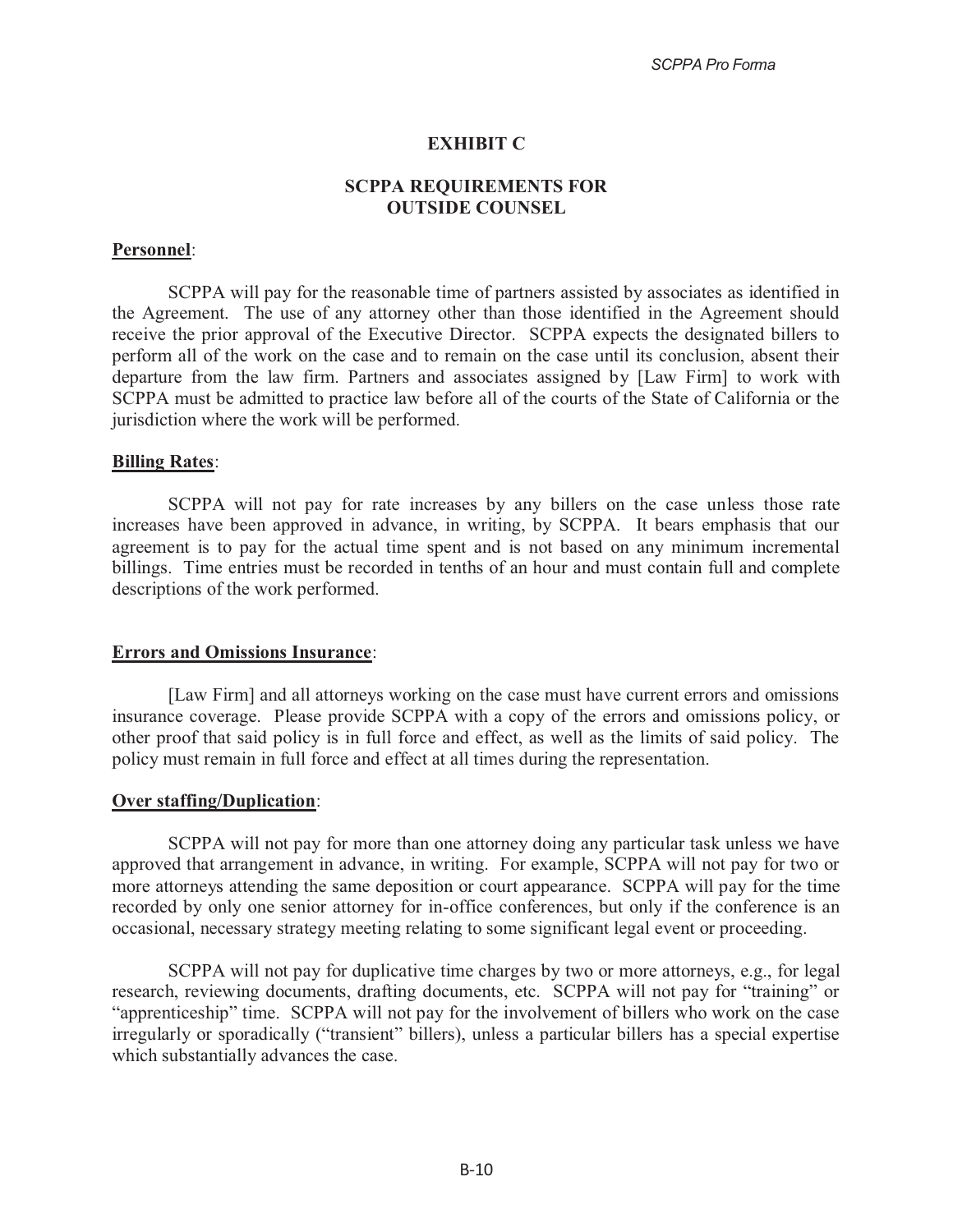## EXHIBIT C

## SCPPA REQUIREMENTS FOR OUTSIDE COUNSEL

**Personnel**:

SCPPA will pay for the reasonable time of partners assisted by associates as identified in the Agreement. The use of any attorney other than those identified in the Agreement should receive the prior approval of the Executive Director. SCPPA expects the designated billers to perform all of the work on the case and to remain on the case until its conclusion, absent their departure from the law firm. Partners and associates assigned by [Law Firm] to work with SCPPA must be admitted to practice law before all of the courts of the State of California or the jurisdiction where the work will be performed.

**Billing Rates**:

SCPPA will not pay for rate increases by any billers on the case unless those rate increases have been approved in advance, in writing, by SCPPA. It bears emphasis that our agreement is to pay for the actual time spent and is not based on any minimum incremental billings. Time entries must be recorded in tenths of an hour and must contain full and complete descriptions of the work performed.

**Errors and Omissions Insurance**:

[Law Firm] and all attorneys working on the case must have current errors and omissions insurance coverage. Please provide SCPPA with a copy of the errors and omissions policy, or other proof that said policy is in full force and effect, as well as the limits of said policy. The policy must remain in full force and effect at all times during the representation.

**Over staffing/Duplication**:

SCPPA will not pay for more than one attorney doing any particular task unless we have approved that arrangement in advance, in writing. For example, SCPPA will not pay for two or more attorneys attending the same deposition or court appearance. SCPPA will pay for the time recorded by only one senior attorney for in-office conferences, but only if the conference is an occasional, necessary strategy meeting relating to some significant legal event or proceeding.

SCPPA will not pay for duplicative time charges by two or more attorneys, e.g., for legal research, reviewing documents, drafting documents, etc. SCPPA will not pay for "training" or "apprenticeship" time. SCPPA will not pay for the involvement of billers who work on the case irregularly or sporadically ("transient" billers), unless a particular billers has a special expertise which substantially advances the case.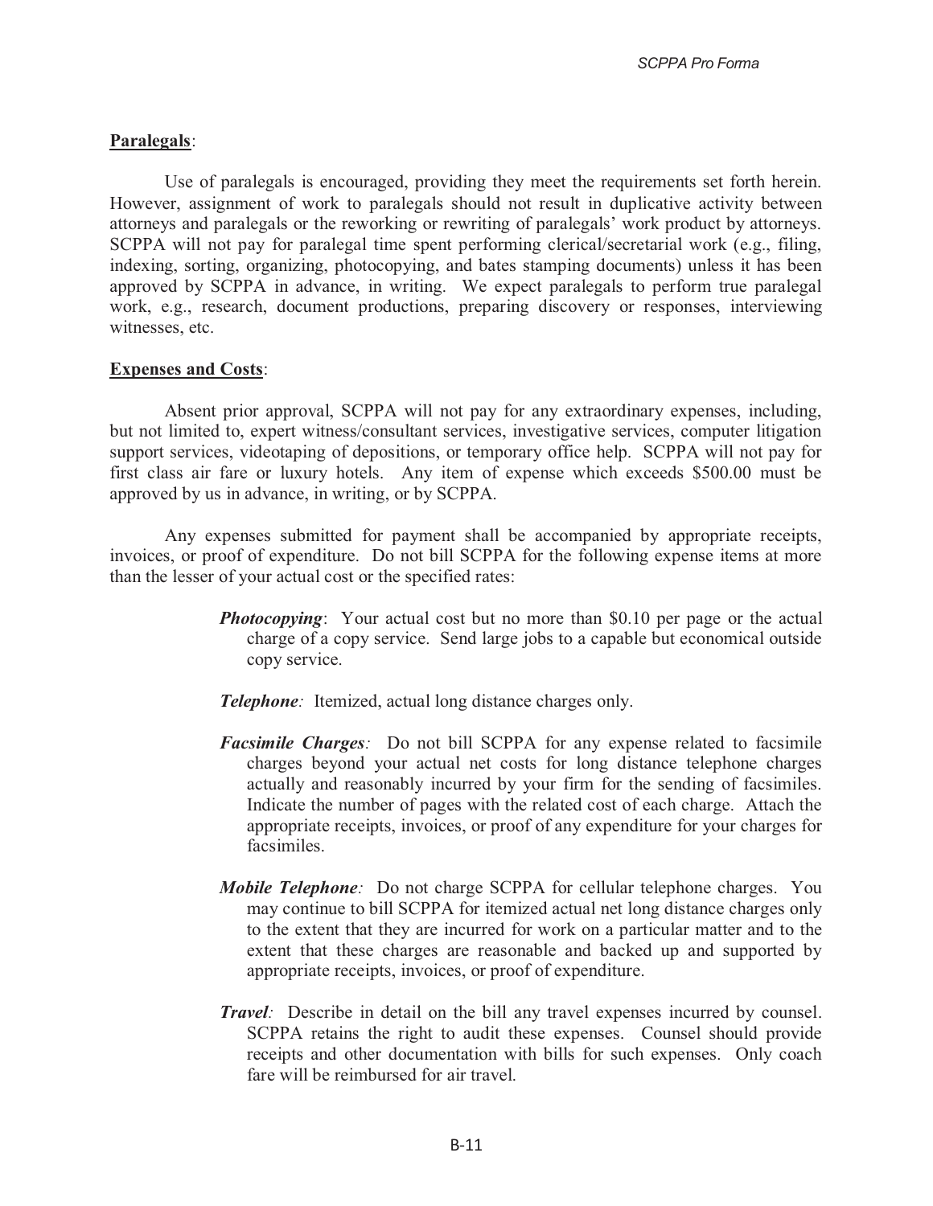**Paralegals**:

Use of paralegals is encouraged, providing they meet the requirements set forth herein. However, assignment of work to paralegals should not result in duplicative activity between attorneys and paralegals or the reworking or rewriting of paralegals' work product by attorneys. SCPPA will not pay for paralegal time spent performing clerical/secretarial work (e.g., filing, indexing, sorting, organizing, photocopying, and bates stamping documents) unless it has been approved by SCPPA in advance, in writing. We expect paralegals to perform true paralegal work, e.g., research, document productions, preparing discovery or responses, interviewing witnesses, etc.

**Expenses and Costs**:

Absent prior approval, SCPPA will not pay for any extraordinary expenses, including, but not limited to, expert witness/consultant services, investigative services, computer litigation support services, videotaping of depositions, or temporary office help. SCPPA will not pay for first class air fare or luxury hotels. Any item of expense which exceeds $500.00 must be approved by us in advance, in writing, or by SCPPA.

Any expenses submitted for payment shall be accompanied by appropriate receipts, invoices, or proof of expenditure. Do not bill SCPPA for the following expense items at more than the lesser of your actual cost or the specified rates:

> ***Photocopying***: Your actual cost but no more than $0.10 per page or the actual charge of a copy service. Send large jobs to a capable but economical outside copy service.
>
> ***Telephone:*** Itemized, actual long distance charges only.
>
> ***Facsimile Charges:*** Do not bill SCPPA for any expense related to facsimile charges beyond your actual net costs for long distance telephone charges actually and reasonably incurred by your firm for the sending of facsimiles. Indicate the number of pages with the related cost of each charge. Attach the appropriate receipts, invoices, or proof of any expenditure for your charges for facsimiles.
>
> ***Mobile Telephone:*** Do not charge SCPPA for cellular telephone charges. You may continue to bill SCPPA for itemized actual net long distance charges only to the extent that they are incurred for work on a particular matter and to the extent that these charges are reasonable and backed up and supported by appropriate receipts, invoices, or proof of expenditure.
>
> ***Travel:*** Describe in detail on the bill any travel expenses incurred by counsel. SCPPA retains the right to audit these expenses. Counsel should provide receipts and other documentation with bills for such expenses. Only coach fare will be reimbursed for air travel.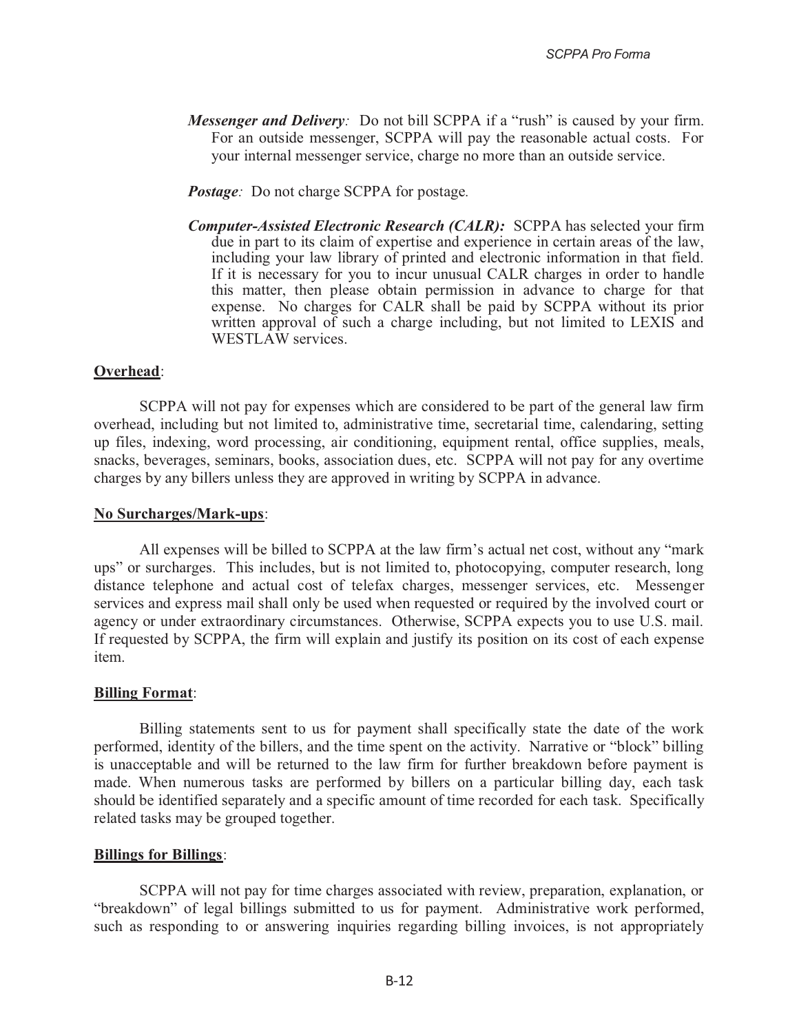***Messenger and Delivery**:* Do not bill SCPPA if a "rush" is caused by your firm. For an outside messenger, SCPPA will pay the reasonable actual costs. For your internal messenger service, charge no more than an outside service.

***Postage**:* Do not charge SCPPA for postage.

***Computer-Assisted Electronic Research (CALR):*** SCPPA has selected your firm due in part to its claim of expertise and experience in certain areas of the law, including your law library of printed and electronic information in that field. If it is necessary for you to incur unusual CALR charges in order to handle this matter, then please obtain permission in advance to charge for that expense. No charges for CALR shall be paid by SCPPA without its prior written approval of such a charge including, but not limited to LEXIS and WESTLAW services.

**Overhead**:

SCPPA will not pay for expenses which are considered to be part of the general law firm overhead, including but not limited to, administrative time, secretarial time, calendaring, setting up files, indexing, word processing, air conditioning, equipment rental, office supplies, meals, snacks, beverages, seminars, books, association dues, etc. SCPPA will not pay for any overtime charges by any billers unless they are approved in writing by SCPPA in advance.

**No Surcharges/Mark-ups**:

All expenses will be billed to SCPPA at the law firm's actual net cost, without any "mark ups" or surcharges. This includes, but is not limited to, photocopying, computer research, long distance telephone and actual cost of telefax charges, messenger services, etc. Messenger services and express mail shall only be used when requested or required by the involved court or agency or under extraordinary circumstances. Otherwise, SCPPA expects you to use U.S. mail. If requested by SCPPA, the firm will explain and justify its position on its cost of each expense item.

**Billing Format**:

Billing statements sent to us for payment shall specifically state the date of the work performed, identity of the billers, and the time spent on the activity. Narrative or "block" billing is unacceptable and will be returned to the law firm for further breakdown before payment is made. When numerous tasks are performed by billers on a particular billing day, each task should be identified separately and a specific amount of time recorded for each task. Specifically related tasks may be grouped together.

**Billings for Billings**:

SCPPA will not pay for time charges associated with review, preparation, explanation, or "breakdown" of legal billings submitted to us for payment. Administrative work performed, such as responding to or answering inquiries regarding billing invoices, is not appropriately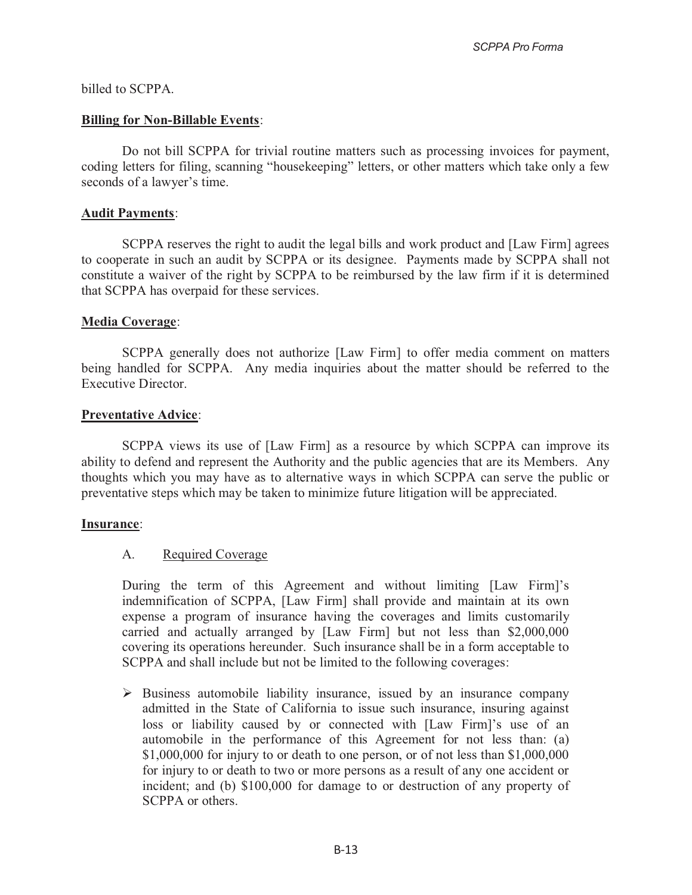billed to SCPPA.

**<u>Billing for Non-Billable Events</u>**:

Do not bill SCPPA for trivial routine matters such as processing invoices for payment, coding letters for filing, scanning "housekeeping" letters, or other matters which take only a few seconds of a lawyer's time.

**<u>Audit Payments</u>**:

SCPPA reserves the right to audit the legal bills and work product and [Law Firm] agrees to cooperate in such an audit by SCPPA or its designee. Payments made by SCPPA shall not constitute a waiver of the right by SCPPA to be reimbursed by the law firm if it is determined that SCPPA has overpaid for these services.

**<u>Media Coverage</u>**:

SCPPA generally does not authorize [Law Firm] to offer media comment on matters being handled for SCPPA. Any media inquiries about the matter should be referred to the Executive Director.

**<u>Preventative Advice</u>**:

SCPPA views its use of [Law Firm] as a resource by which SCPPA can improve its ability to defend and represent the Authority and the public agencies that are its Members. Any thoughts which you may have as to alternative ways in which SCPPA can serve the public or preventative steps which may be taken to minimize future litigation will be appreciated.

**<u>Insurance</u>**:

A. <u>Required Coverage</u>

During the term of this Agreement and without limiting [Law Firm]'s indemnification of SCPPA, [Law Firm] shall provide and maintain at its own expense a program of insurance having the coverages and limits customarily carried and actually arranged by [Law Firm] but not less than $2,000,000 covering its operations hereunder. Such insurance shall be in a form acceptable to SCPPA and shall include but not be limited to the following coverages:

- Business automobile liability insurance, issued by an insurance company admitted in the State of California to issue such insurance, insuring against loss or liability caused by or connected with [Law Firm]'s use of an automobile in the performance of this Agreement for not less than: (a) $1,000,000 for injury to or death to one person, or of not less than $1,000,000 for injury to or death to two or more persons as a result of any one accident or incident; and (b) $100,000 for damage to or destruction of any property of SCPPA or others.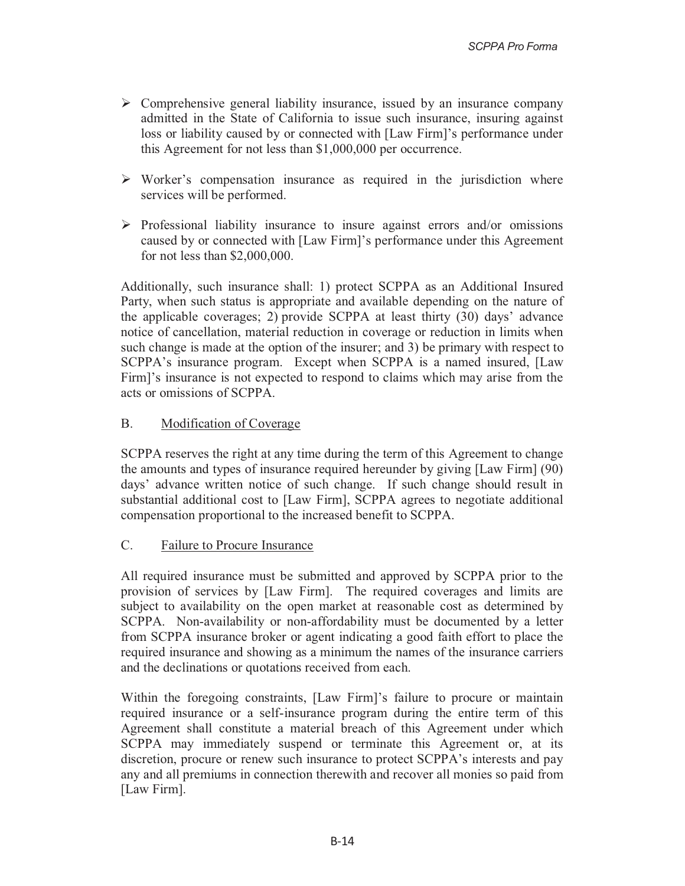- Comprehensive general liability insurance, issued by an insurance company admitted in the State of California to issue such insurance, insuring against loss or liability caused by or connected with [Law Firm]'s performance under this Agreement for not less than $1,000,000 per occurrence.

- Worker's compensation insurance as required in the jurisdiction where services will be performed.

- Professional liability insurance to insure against errors and/or omissions caused by or connected with [Law Firm]'s performance under this Agreement for not less than $2,000,000.

Additionally, such insurance shall: 1) protect SCPPA as an Additional Insured Party, when such status is appropriate and available depending on the nature of the applicable coverages; 2) provide SCPPA at least thirty (30) days' advance notice of cancellation, material reduction in coverage or reduction in limits when such change is made at the option of the insurer; and 3) be primary with respect to SCPPA's insurance program. Except when SCPPA is a named insured, [Law Firm]'s insurance is not expected to respond to claims which may arise from the acts or omissions of SCPPA.

B. <u>Modification of Coverage</u>

SCPPA reserves the right at any time during the term of this Agreement to change the amounts and types of insurance required hereunder by giving [Law Firm] (90) days' advance written notice of such change. If such change should result in substantial additional cost to [Law Firm], SCPPA agrees to negotiate additional compensation proportional to the increased benefit to SCPPA.

C. <u>Failure to Procure Insurance</u>

All required insurance must be submitted and approved by SCPPA prior to the provision of services by [Law Firm]. The required coverages and limits are subject to availability on the open market at reasonable cost as determined by SCPPA. Non-availability or non-affordability must be documented by a letter from SCPPA insurance broker or agent indicating a good faith effort to place the required insurance and showing as a minimum the names of the insurance carriers and the declinations or quotations received from each.

Within the foregoing constraints, [Law Firm]'s failure to procure or maintain required insurance or a self-insurance program during the entire term of this Agreement shall constitute a material breach of this Agreement under which SCPPA may immediately suspend or terminate this Agreement or, at its discretion, procure or renew such insurance to protect SCPPA's interests and pay any and all premiums in connection therewith and recover all monies so paid from [Law Firm].